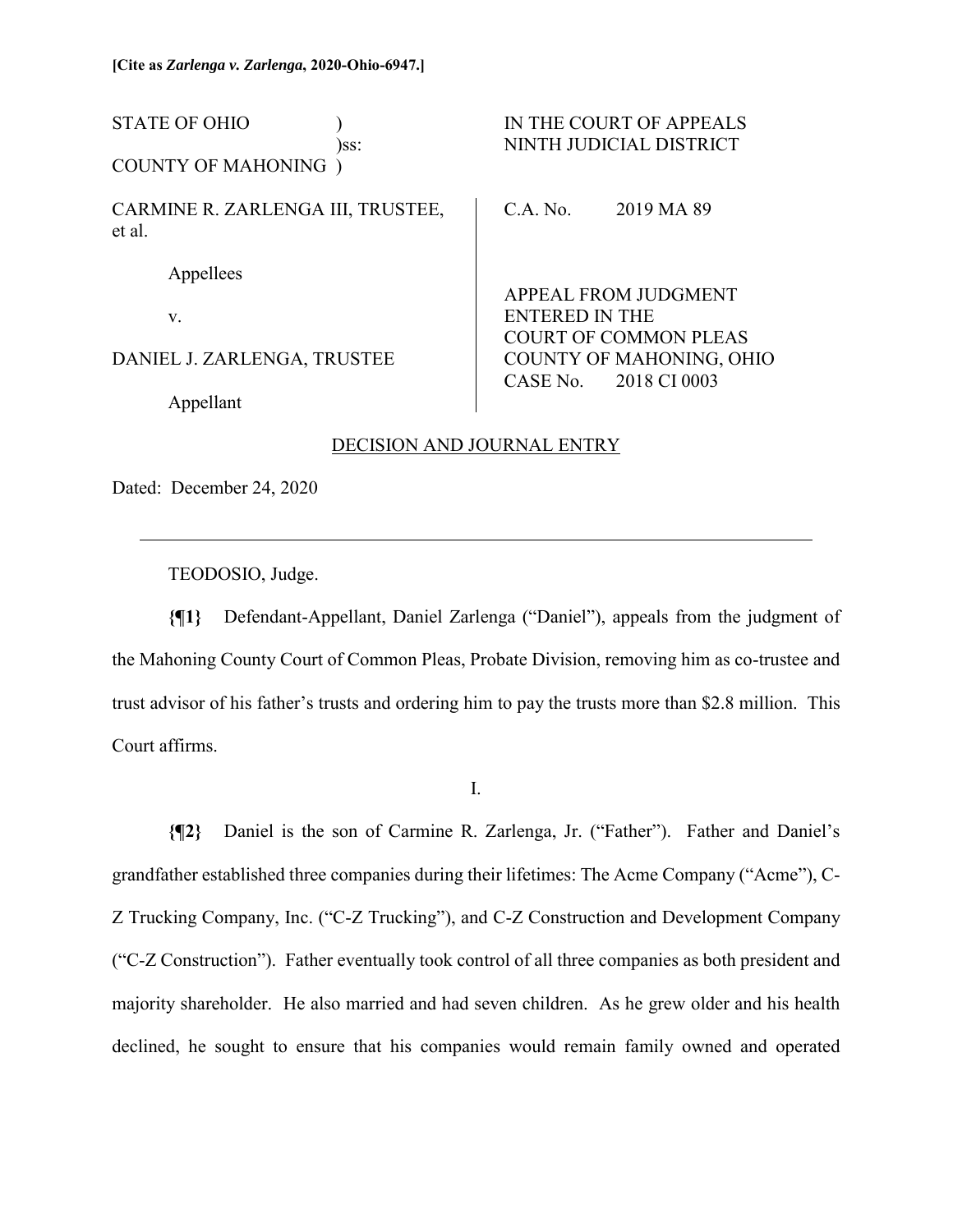**[Cite as *Zarlenga v. Zarlenga*, 2020-Ohio-6947.]**

| | |
|---|---|
| STATE OF OHIO )<br>)ss:<br>COUNTY OF MAHONING ) | IN THE COURT OF APPEALS<br>NINTH JUDICIAL DISTRICT |
| CARMINE R. ZARLENGA III, TRUSTEE, et al.<br><br>Appellees<br><br>v.<br><br>DANIEL J. ZARLENGA, TRUSTEE<br><br>Appellant | C.A. No. 2019 MA 89<br><br>APPEAL FROM JUDGMENT ENTERED IN THE COURT OF COMMON PLEAS COUNTY OF MAHONING, OHIO<br>CASE No. 2018 CI 0003 |

DECISION AND JOURNAL ENTRY

Dated: December 24, 2020

---

TEODOSIO, Judge.

**{¶1}** Defendant-Appellant, Daniel Zarlenga ("Daniel"), appeals from the judgment of the Mahoning County Court of Common Pleas, Probate Division, removing him as co-trustee and trust advisor of his father's trusts and ordering him to pay the trusts more than $2.8 million. This Court affirms.

I.

**{¶2}** Daniel is the son of Carmine R. Zarlenga, Jr. ("Father"). Father and Daniel's grandfather established three companies during their lifetimes: The Acme Company ("Acme"), C-Z Trucking Company, Inc. ("C-Z Trucking"), and C-Z Construction and Development Company ("C-Z Construction"). Father eventually took control of all three companies as both president and majority shareholder. He also married and had seven children. As he grew older and his health declined, he sought to ensure that his companies would remain family owned and operated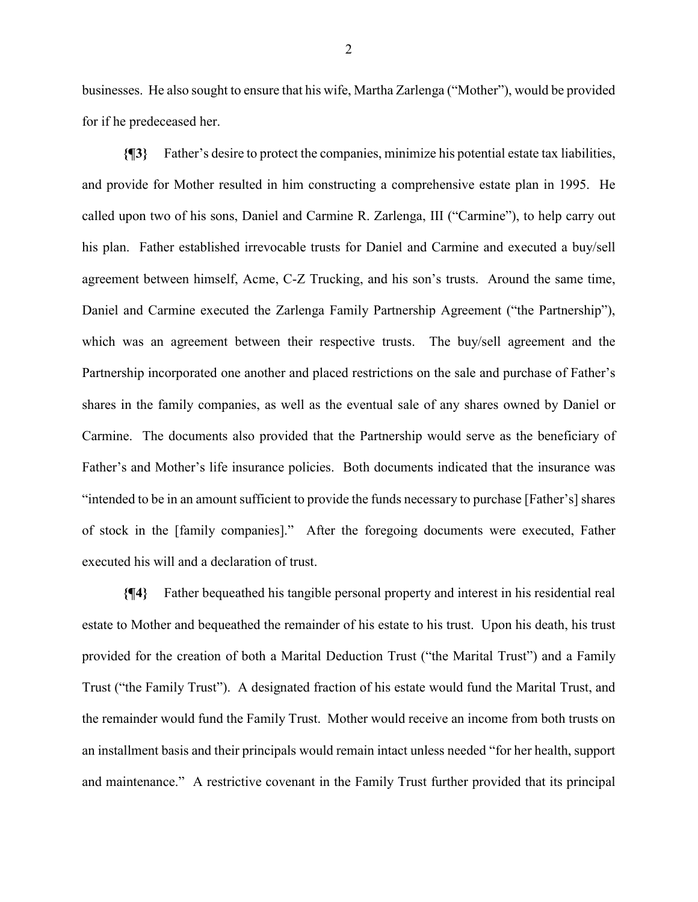businesses. He also sought to ensure that his wife, Martha Zarlenga ("Mother"), would be provided for if he predeceased her.

**{¶3}** Father's desire to protect the companies, minimize his potential estate tax liabilities, and provide for Mother resulted in him constructing a comprehensive estate plan in 1995. He called upon two of his sons, Daniel and Carmine R. Zarlenga, III ("Carmine"), to help carry out his plan. Father established irrevocable trusts for Daniel and Carmine and executed a buy/sell agreement between himself, Acme, C-Z Trucking, and his son's trusts. Around the same time, Daniel and Carmine executed the Zarlenga Family Partnership Agreement ("the Partnership"), which was an agreement between their respective trusts. The buy/sell agreement and the Partnership incorporated one another and placed restrictions on the sale and purchase of Father's shares in the family companies, as well as the eventual sale of any shares owned by Daniel or Carmine. The documents also provided that the Partnership would serve as the beneficiary of Father's and Mother's life insurance policies. Both documents indicated that the insurance was "intended to be in an amount sufficient to provide the funds necessary to purchase [Father's] shares of stock in the [family companies]." After the foregoing documents were executed, Father executed his will and a declaration of trust.

**{¶4}** Father bequeathed his tangible personal property and interest in his residential real estate to Mother and bequeathed the remainder of his estate to his trust. Upon his death, his trust provided for the creation of both a Marital Deduction Trust ("the Marital Trust") and a Family Trust ("the Family Trust"). A designated fraction of his estate would fund the Marital Trust, and the remainder would fund the Family Trust. Mother would receive an income from both trusts on an installment basis and their principals would remain intact unless needed "for her health, support and maintenance." A restrictive covenant in the Family Trust further provided that its principal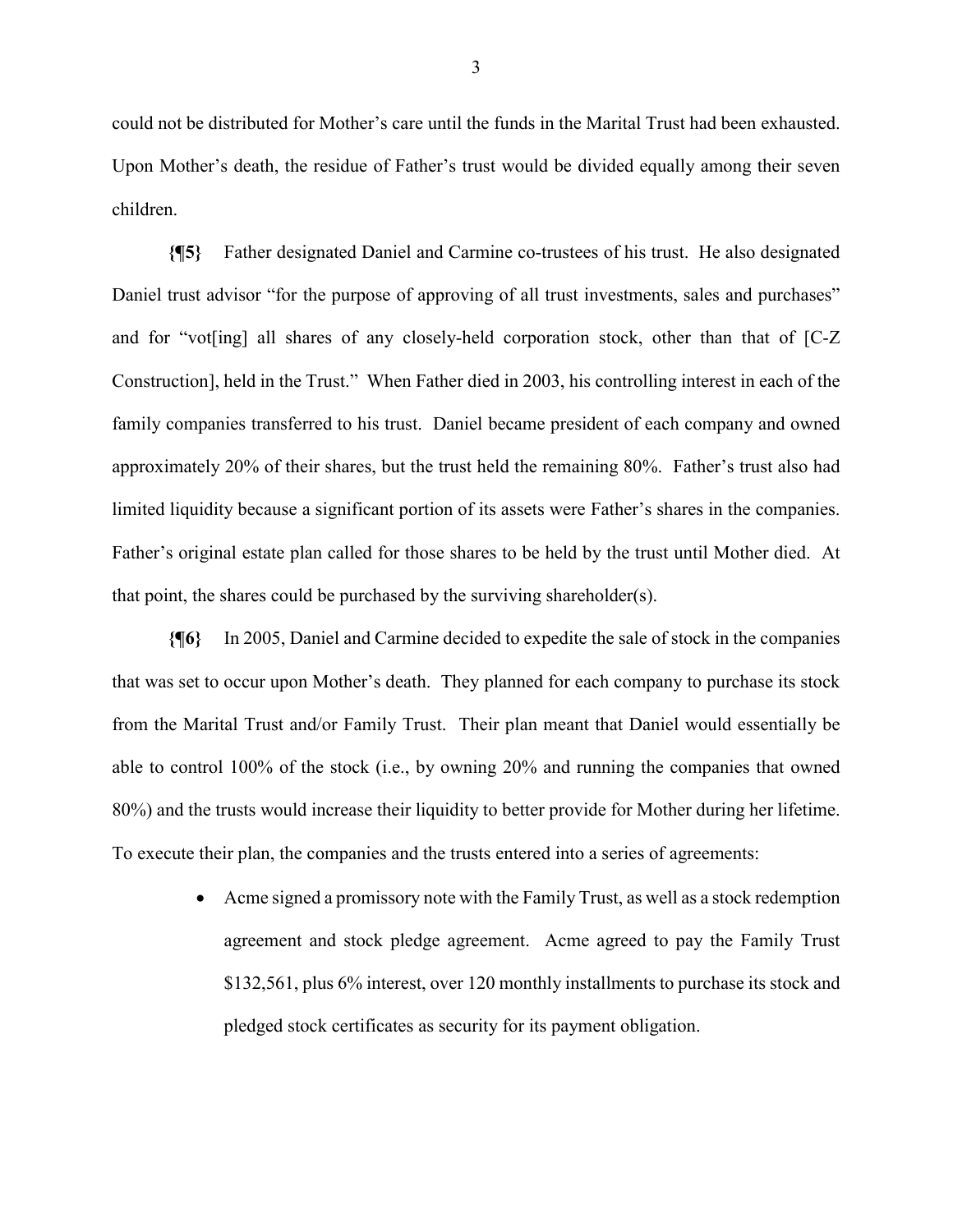could not be distributed for Mother's care until the funds in the Marital Trust had been exhausted. Upon Mother's death, the residue of Father's trust would be divided equally among their seven children.

**{¶5}** Father designated Daniel and Carmine co-trustees of his trust. He also designated Daniel trust advisor "for the purpose of approving of all trust investments, sales and purchases" and for "vot[ing] all shares of any closely-held corporation stock, other than that of [C-Z Construction], held in the Trust." When Father died in 2003, his controlling interest in each of the family companies transferred to his trust. Daniel became president of each company and owned approximately 20% of their shares, but the trust held the remaining 80%. Father's trust also had limited liquidity because a significant portion of its assets were Father's shares in the companies. Father's original estate plan called for those shares to be held by the trust until Mother died. At that point, the shares could be purchased by the surviving shareholder(s).

**{¶6}** In 2005, Daniel and Carmine decided to expedite the sale of stock in the companies that was set to occur upon Mother's death. They planned for each company to purchase its stock from the Marital Trust and/or Family Trust. Their plan meant that Daniel would essentially be able to control 100% of the stock (i.e., by owning 20% and running the companies that owned 80%) and the trusts would increase their liquidity to better provide for Mother during her lifetime. To execute their plan, the companies and the trusts entered into a series of agreements:

- Acme signed a promissory note with the Family Trust, as well as a stock redemption agreement and stock pledge agreement. Acme agreed to pay the Family Trust $132,561, plus 6% interest, over 120 monthly installments to purchase its stock and pledged stock certificates as security for its payment obligation.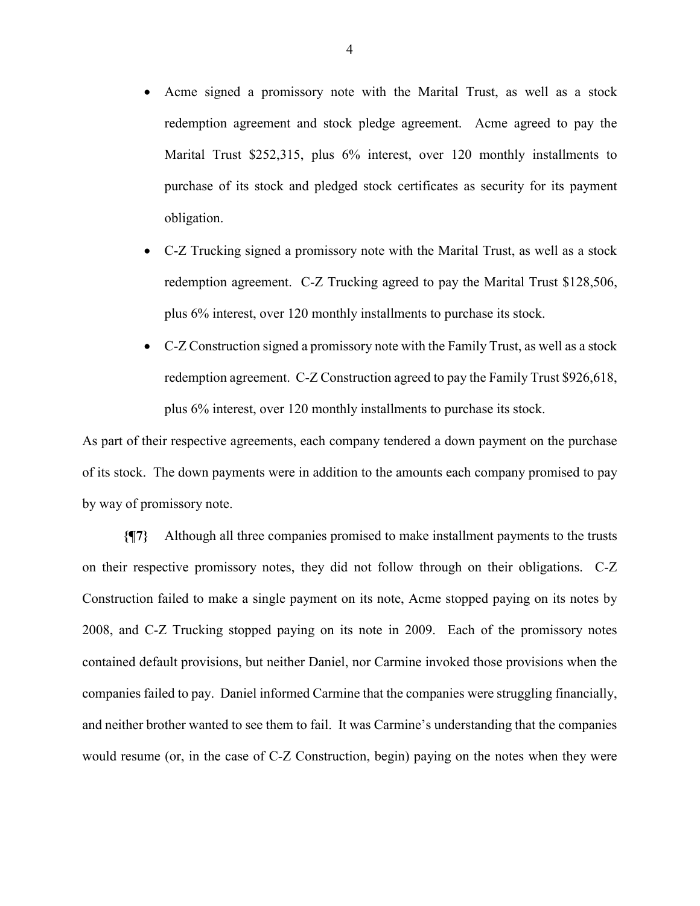- Acme signed a promissory note with the Marital Trust, as well as a stock redemption agreement and stock pledge agreement. Acme agreed to pay the Marital Trust $252,315, plus 6% interest, over 120 monthly installments to purchase of its stock and pledged stock certificates as security for its payment obligation.
- C-Z Trucking signed a promissory note with the Marital Trust, as well as a stock redemption agreement. C-Z Trucking agreed to pay the Marital Trust $128,506, plus 6% interest, over 120 monthly installments to purchase its stock.
- C-Z Construction signed a promissory note with the Family Trust, as well as a stock redemption agreement. C-Z Construction agreed to pay the Family Trust $926,618, plus 6% interest, over 120 monthly installments to purchase its stock.

As part of their respective agreements, each company tendered a down payment on the purchase of its stock. The down payments were in addition to the amounts each company promised to pay by way of promissory note.

**{¶7}** Although all three companies promised to make installment payments to the trusts on their respective promissory notes, they did not follow through on their obligations. C-Z Construction failed to make a single payment on its note, Acme stopped paying on its notes by 2008, and C-Z Trucking stopped paying on its note in 2009. Each of the promissory notes contained default provisions, but neither Daniel, nor Carmine invoked those provisions when the companies failed to pay. Daniel informed Carmine that the companies were struggling financially, and neither brother wanted to see them to fail. It was Carmine's understanding that the companies would resume (or, in the case of C-Z Construction, begin) paying on the notes when they were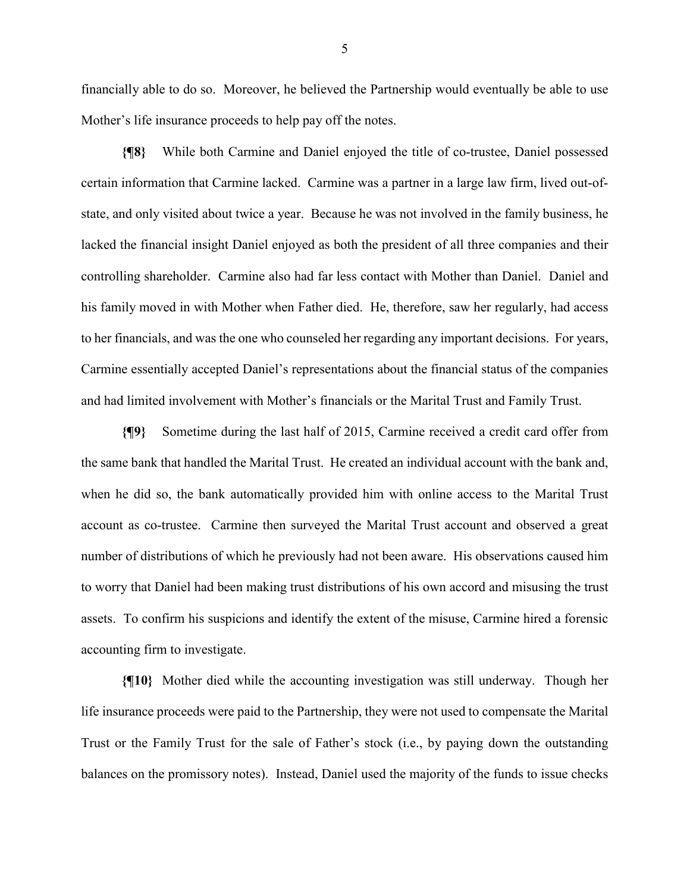financially able to do so. Moreover, he believed the Partnership would eventually be able to use Mother's life insurance proceeds to help pay off the notes.

**{¶8}** While both Carmine and Daniel enjoyed the title of co-trustee, Daniel possessed certain information that Carmine lacked. Carmine was a partner in a large law firm, lived out-of-state, and only visited about twice a year. Because he was not involved in the family business, he lacked the financial insight Daniel enjoyed as both the president of all three companies and their controlling shareholder. Carmine also had far less contact with Mother than Daniel. Daniel and his family moved in with Mother when Father died. He, therefore, saw her regularly, had access to her financials, and was the one who counseled her regarding any important decisions. For years, Carmine essentially accepted Daniel's representations about the financial status of the companies and had limited involvement with Mother's financials or the Marital Trust and Family Trust.

**{¶9}** Sometime during the last half of 2015, Carmine received a credit card offer from the same bank that handled the Marital Trust. He created an individual account with the bank and, when he did so, the bank automatically provided him with online access to the Marital Trust account as co-trustee. Carmine then surveyed the Marital Trust account and observed a great number of distributions of which he previously had not been aware. His observations caused him to worry that Daniel had been making trust distributions of his own accord and misusing the trust assets. To confirm his suspicions and identify the extent of the misuse, Carmine hired a forensic accounting firm to investigate.

**{¶10}** Mother died while the accounting investigation was still underway. Though her life insurance proceeds were paid to the Partnership, they were not used to compensate the Marital Trust or the Family Trust for the sale of Father's stock (i.e., by paying down the outstanding balances on the promissory notes). Instead, Daniel used the majority of the funds to issue checks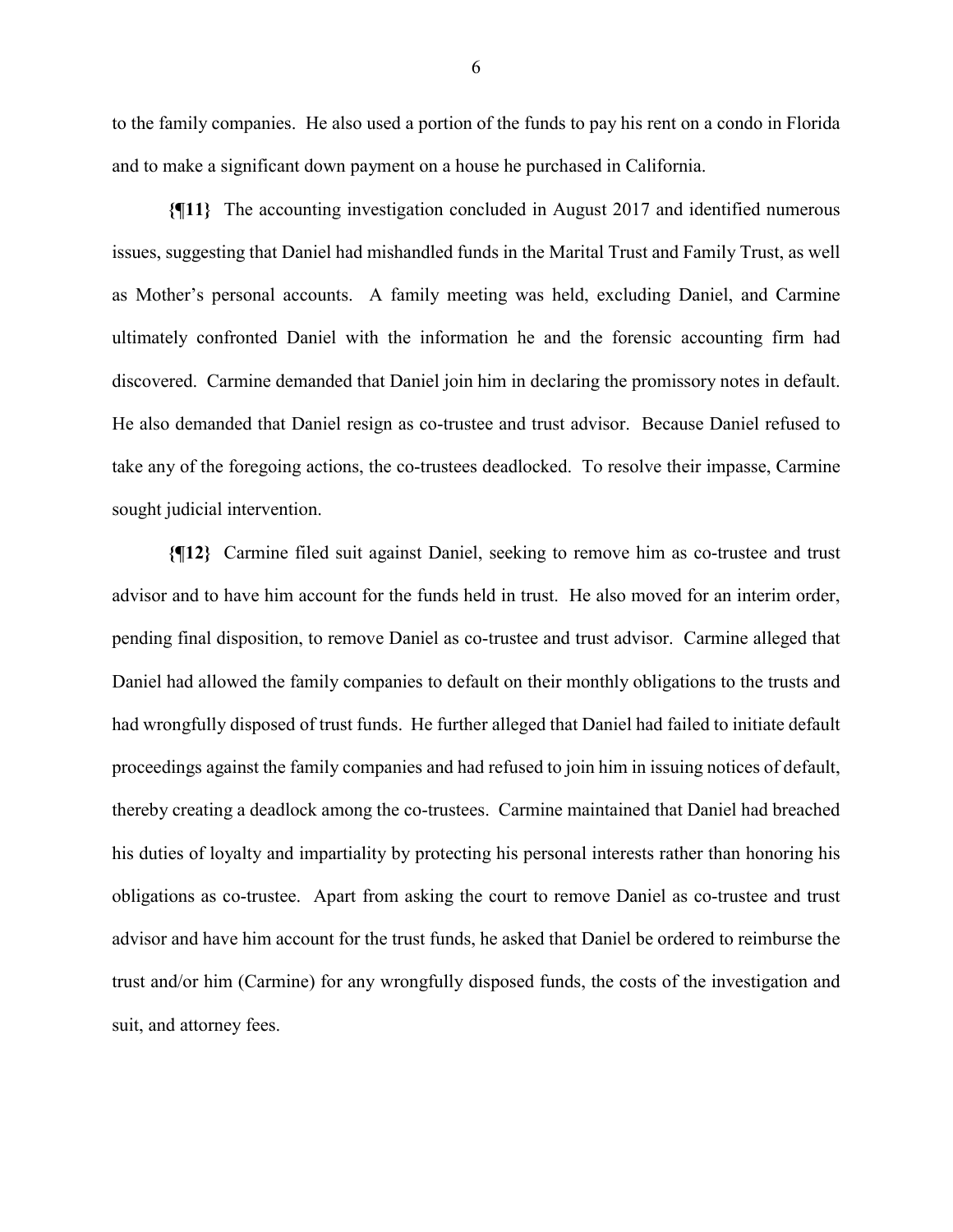to the family companies. He also used a portion of the funds to pay his rent on a condo in Florida and to make a significant down payment on a house he purchased in California.

**{¶11}** The accounting investigation concluded in August 2017 and identified numerous issues, suggesting that Daniel had mishandled funds in the Marital Trust and Family Trust, as well as Mother's personal accounts. A family meeting was held, excluding Daniel, and Carmine ultimately confronted Daniel with the information he and the forensic accounting firm had discovered. Carmine demanded that Daniel join him in declaring the promissory notes in default. He also demanded that Daniel resign as co-trustee and trust advisor. Because Daniel refused to take any of the foregoing actions, the co-trustees deadlocked. To resolve their impasse, Carmine sought judicial intervention.

**{¶12}** Carmine filed suit against Daniel, seeking to remove him as co-trustee and trust advisor and to have him account for the funds held in trust. He also moved for an interim order, pending final disposition, to remove Daniel as co-trustee and trust advisor. Carmine alleged that Daniel had allowed the family companies to default on their monthly obligations to the trusts and had wrongfully disposed of trust funds. He further alleged that Daniel had failed to initiate default proceedings against the family companies and had refused to join him in issuing notices of default, thereby creating a deadlock among the co-trustees. Carmine maintained that Daniel had breached his duties of loyalty and impartiality by protecting his personal interests rather than honoring his obligations as co-trustee. Apart from asking the court to remove Daniel as co-trustee and trust advisor and have him account for the trust funds, he asked that Daniel be ordered to reimburse the trust and/or him (Carmine) for any wrongfully disposed funds, the costs of the investigation and suit, and attorney fees.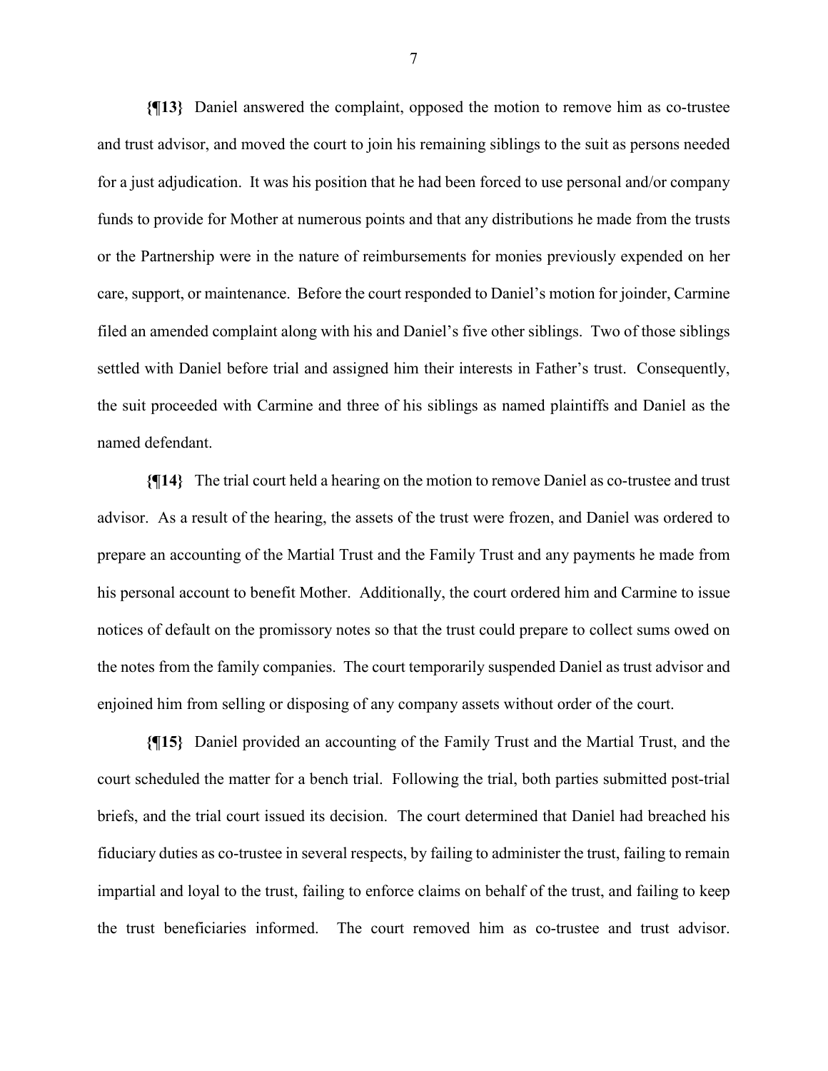**{¶13}** Daniel answered the complaint, opposed the motion to remove him as co-trustee and trust advisor, and moved the court to join his remaining siblings to the suit as persons needed for a just adjudication. It was his position that he had been forced to use personal and/or company funds to provide for Mother at numerous points and that any distributions he made from the trusts or the Partnership were in the nature of reimbursements for monies previously expended on her care, support, or maintenance. Before the court responded to Daniel's motion for joinder, Carmine filed an amended complaint along with his and Daniel's five other siblings. Two of those siblings settled with Daniel before trial and assigned him their interests in Father's trust. Consequently, the suit proceeded with Carmine and three of his siblings as named plaintiffs and Daniel as the named defendant.

**{¶14}** The trial court held a hearing on the motion to remove Daniel as co-trustee and trust advisor. As a result of the hearing, the assets of the trust were frozen, and Daniel was ordered to prepare an accounting of the Martial Trust and the Family Trust and any payments he made from his personal account to benefit Mother. Additionally, the court ordered him and Carmine to issue notices of default on the promissory notes so that the trust could prepare to collect sums owed on the notes from the family companies. The court temporarily suspended Daniel as trust advisor and enjoined him from selling or disposing of any company assets without order of the court.

**{¶15}** Daniel provided an accounting of the Family Trust and the Martial Trust, and the court scheduled the matter for a bench trial. Following the trial, both parties submitted post-trial briefs, and the trial court issued its decision. The court determined that Daniel had breached his fiduciary duties as co-trustee in several respects, by failing to administer the trust, failing to remain impartial and loyal to the trust, failing to enforce claims on behalf of the trust, and failing to keep the trust beneficiaries informed. The court removed him as co-trustee and trust advisor.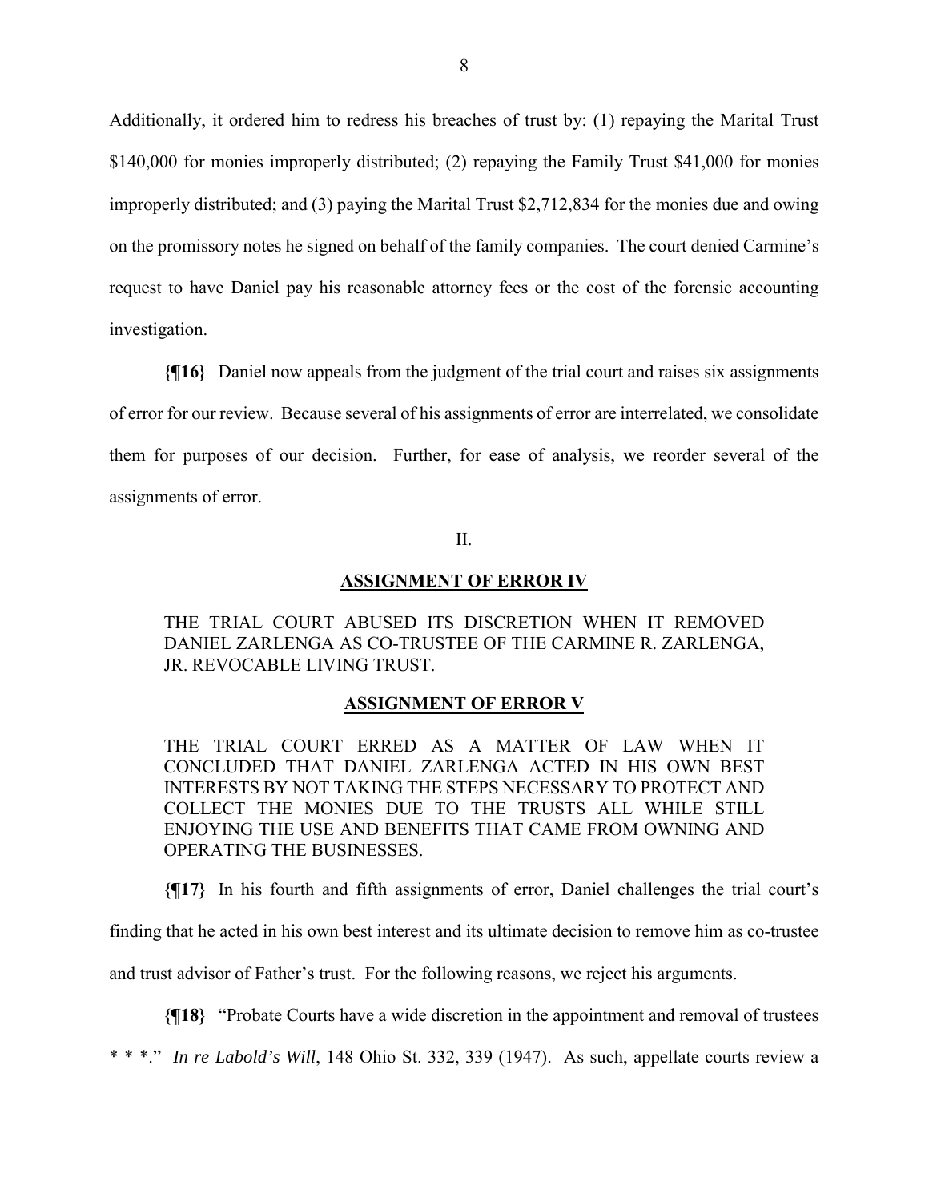Additionally, it ordered him to redress his breaches of trust by: (1) repaying the Marital Trust $140,000 for monies improperly distributed; (2) repaying the Family Trust $41,000 for monies improperly distributed; and (3) paying the Marital Trust $2,712,834 for the monies due and owing on the promissory notes he signed on behalf of the family companies. The court denied Carmine's request to have Daniel pay his reasonable attorney fees or the cost of the forensic accounting investigation.

**{¶16}** Daniel now appeals from the judgment of the trial court and raises six assignments of error for our review. Because several of his assignments of error are interrelated, we consolidate them for purposes of our decision. Further, for ease of analysis, we reorder several of the assignments of error.

II.

**ASSIGNMENT OF ERROR IV**

THE TRIAL COURT ABUSED ITS DISCRETION WHEN IT REMOVED DANIEL ZARLENGA AS CO-TRUSTEE OF THE CARMINE R. ZARLENGA, JR. REVOCABLE LIVING TRUST.

**ASSIGNMENT OF ERROR V**

THE TRIAL COURT ERRED AS A MATTER OF LAW WHEN IT CONCLUDED THAT DANIEL ZARLENGA ACTED IN HIS OWN BEST INTERESTS BY NOT TAKING THE STEPS NECESSARY TO PROTECT AND COLLECT THE MONIES DUE TO THE TRUSTS ALL WHILE STILL ENJOYING THE USE AND BENEFITS THAT CAME FROM OWNING AND OPERATING THE BUSINESSES.

**{¶17}** In his fourth and fifth assignments of error, Daniel challenges the trial court's finding that he acted in his own best interest and its ultimate decision to remove him as co-trustee and trust advisor of Father's trust. For the following reasons, we reject his arguments.

**{¶18}** "Probate Courts have a wide discretion in the appointment and removal of trustees * * *." *In re Labold's Will*, 148 Ohio St. 332, 339 (1947). As such, appellate courts review a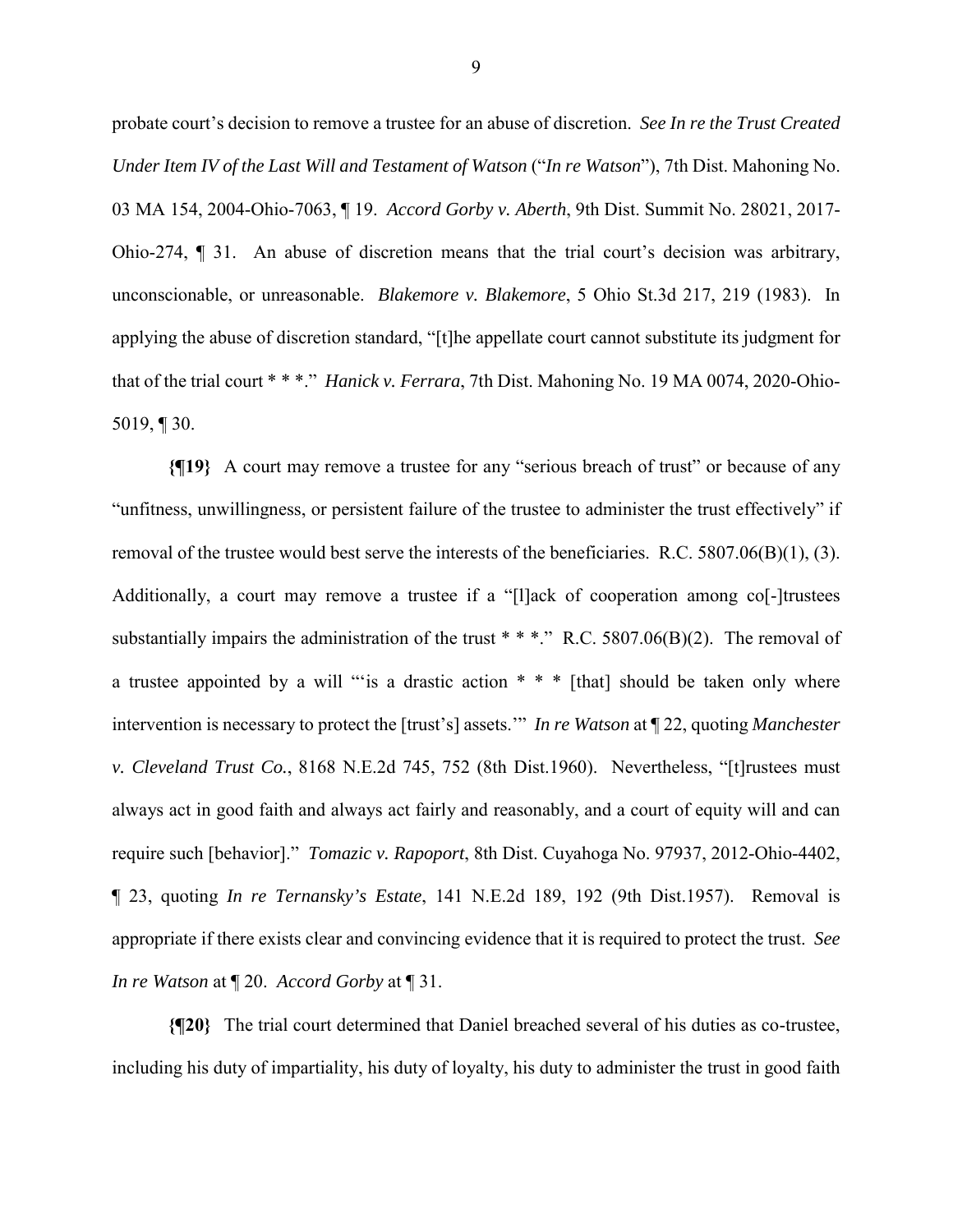probate court's decision to remove a trustee for an abuse of discretion. *See In re the Trust Created Under Item IV of the Last Will and Testament of Watson* ("*In re Watson*"), 7th Dist. Mahoning No. 03 MA 154, 2004-Ohio-7063, ¶ 19. *Accord Gorby v. Aberth*, 9th Dist. Summit No. 28021, 2017-Ohio-274, ¶ 31. An abuse of discretion means that the trial court's decision was arbitrary, unconscionable, or unreasonable. *Blakemore v. Blakemore*, 5 Ohio St.3d 217, 219 (1983). In applying the abuse of discretion standard, "[t]he appellate court cannot substitute its judgment for that of the trial court * * *." *Hanick v. Ferrara*, 7th Dist. Mahoning No. 19 MA 0074, 2020-Ohio-5019, ¶ 30.

**{¶19}** A court may remove a trustee for any "serious breach of trust" or because of any "unfitness, unwillingness, or persistent failure of the trustee to administer the trust effectively" if removal of the trustee would best serve the interests of the beneficiaries. R.C. 5807.06(B)(1), (3). Additionally, a court may remove a trustee if a "[l]ack of cooperation among co[-]trustees substantially impairs the administration of the trust * * *." R.C. 5807.06(B)(2). The removal of a trustee appointed by a will "'is a drastic action * * * [that] should be taken only where intervention is necessary to protect the [trust's] assets.'" *In re Watson* at ¶ 22, quoting *Manchester v. Cleveland Trust Co.*, 8168 N.E.2d 745, 752 (8th Dist.1960). Nevertheless, "[t]rustees must always act in good faith and always act fairly and reasonably, and a court of equity will and can require such [behavior]." *Tomazic v. Rapoport*, 8th Dist. Cuyahoga No. 97937, 2012-Ohio-4402, ¶ 23, quoting *In re Ternansky's Estate*, 141 N.E.2d 189, 192 (9th Dist.1957). Removal is appropriate if there exists clear and convincing evidence that it is required to protect the trust. *See In re Watson* at ¶ 20. *Accord Gorby* at ¶ 31.

**{¶20}** The trial court determined that Daniel breached several of his duties as co-trustee, including his duty of impartiality, his duty of loyalty, his duty to administer the trust in good faith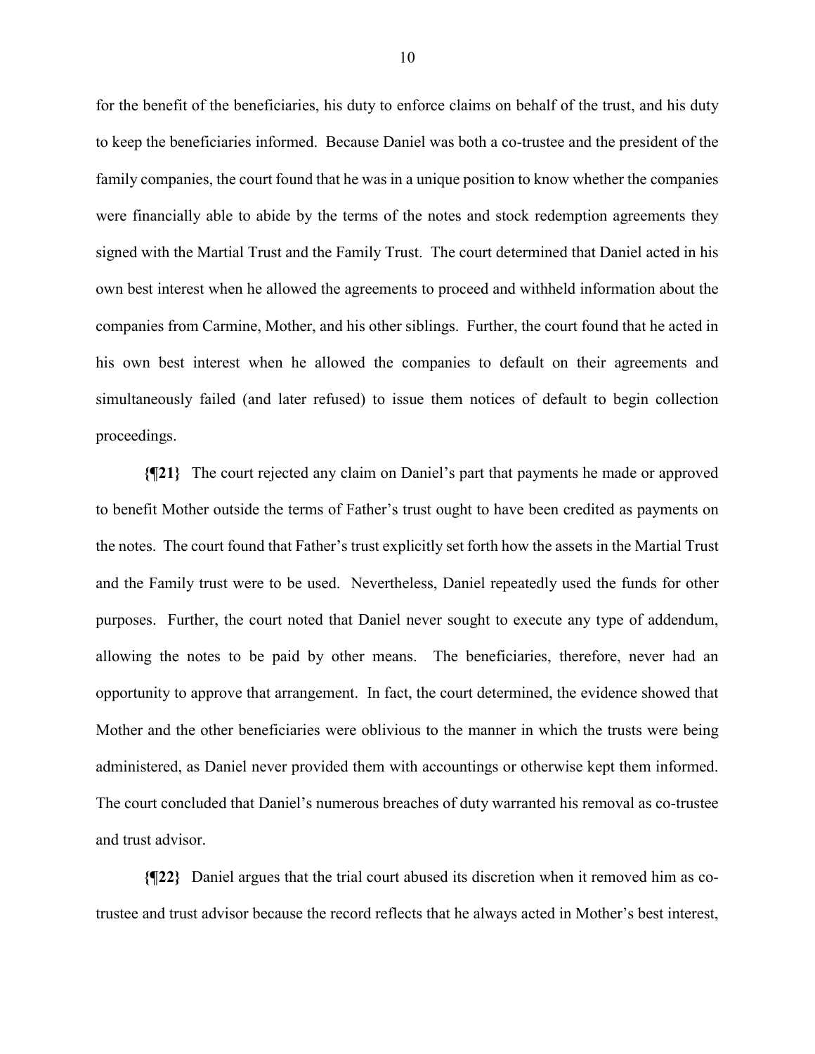for the benefit of the beneficiaries, his duty to enforce claims on behalf of the trust, and his duty to keep the beneficiaries informed. Because Daniel was both a co-trustee and the president of the family companies, the court found that he was in a unique position to know whether the companies were financially able to abide by the terms of the notes and stock redemption agreements they signed with the Martial Trust and the Family Trust. The court determined that Daniel acted in his own best interest when he allowed the agreements to proceed and withheld information about the companies from Carmine, Mother, and his other siblings. Further, the court found that he acted in his own best interest when he allowed the companies to default on their agreements and simultaneously failed (and later refused) to issue them notices of default to begin collection proceedings.

**{¶21}** The court rejected any claim on Daniel's part that payments he made or approved to benefit Mother outside the terms of Father's trust ought to have been credited as payments on the notes. The court found that Father's trust explicitly set forth how the assets in the Martial Trust and the Family trust were to be used. Nevertheless, Daniel repeatedly used the funds for other purposes. Further, the court noted that Daniel never sought to execute any type of addendum, allowing the notes to be paid by other means. The beneficiaries, therefore, never had an opportunity to approve that arrangement. In fact, the court determined, the evidence showed that Mother and the other beneficiaries were oblivious to the manner in which the trusts were being administered, as Daniel never provided them with accountings or otherwise kept them informed. The court concluded that Daniel's numerous breaches of duty warranted his removal as co-trustee and trust advisor.

**{¶22}** Daniel argues that the trial court abused its discretion when it removed him as co-trustee and trust advisor because the record reflects that he always acted in Mother's best interest,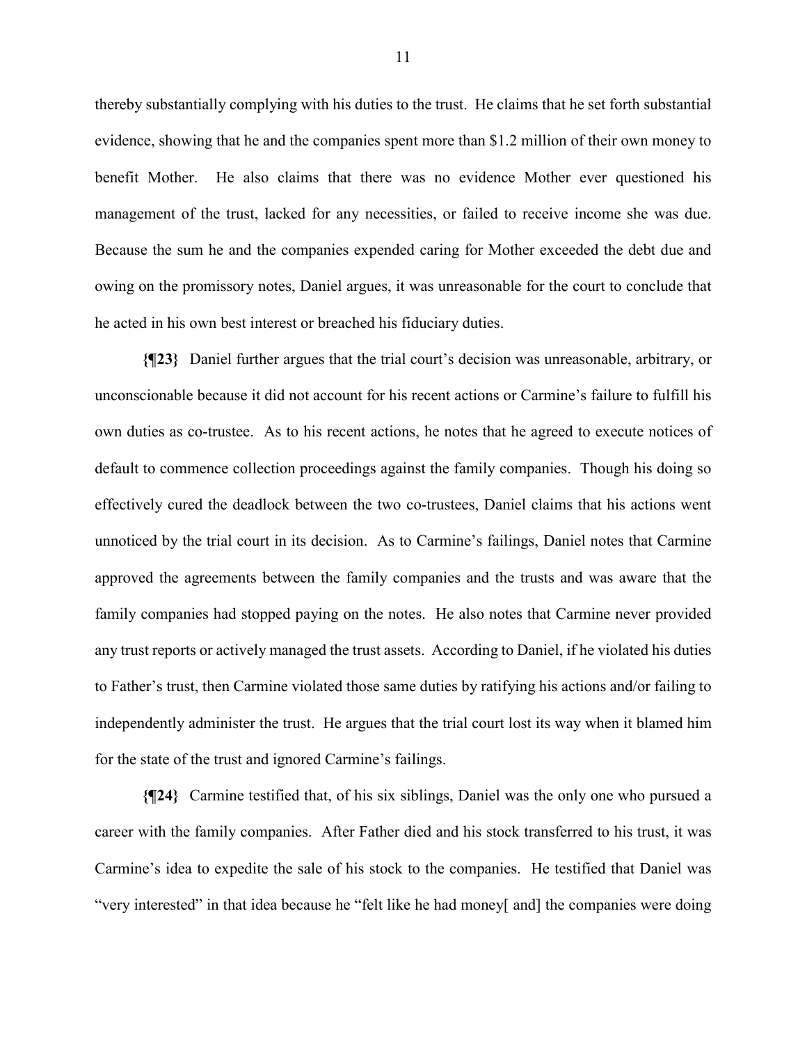thereby substantially complying with his duties to the trust. He claims that he set forth substantial evidence, showing that he and the companies spent more than $1.2 million of their own money to benefit Mother. He also claims that there was no evidence Mother ever questioned his management of the trust, lacked for any necessities, or failed to receive income she was due. Because the sum he and the companies expended caring for Mother exceeded the debt due and owing on the promissory notes, Daniel argues, it was unreasonable for the court to conclude that he acted in his own best interest or breached his fiduciary duties.

**{¶23}** Daniel further argues that the trial court's decision was unreasonable, arbitrary, or unconscionable because it did not account for his recent actions or Carmine's failure to fulfill his own duties as co-trustee. As to his recent actions, he notes that he agreed to execute notices of default to commence collection proceedings against the family companies. Though his doing so effectively cured the deadlock between the two co-trustees, Daniel claims that his actions went unnoticed by the trial court in its decision. As to Carmine's failings, Daniel notes that Carmine approved the agreements between the family companies and the trusts and was aware that the family companies had stopped paying on the notes. He also notes that Carmine never provided any trust reports or actively managed the trust assets. According to Daniel, if he violated his duties to Father's trust, then Carmine violated those same duties by ratifying his actions and/or failing to independently administer the trust. He argues that the trial court lost its way when it blamed him for the state of the trust and ignored Carmine's failings.

**{¶24}** Carmine testified that, of his six siblings, Daniel was the only one who pursued a career with the family companies. After Father died and his stock transferred to his trust, it was Carmine's idea to expedite the sale of his stock to the companies. He testified that Daniel was "very interested" in that idea because he "felt like he had money[ and] the companies were doing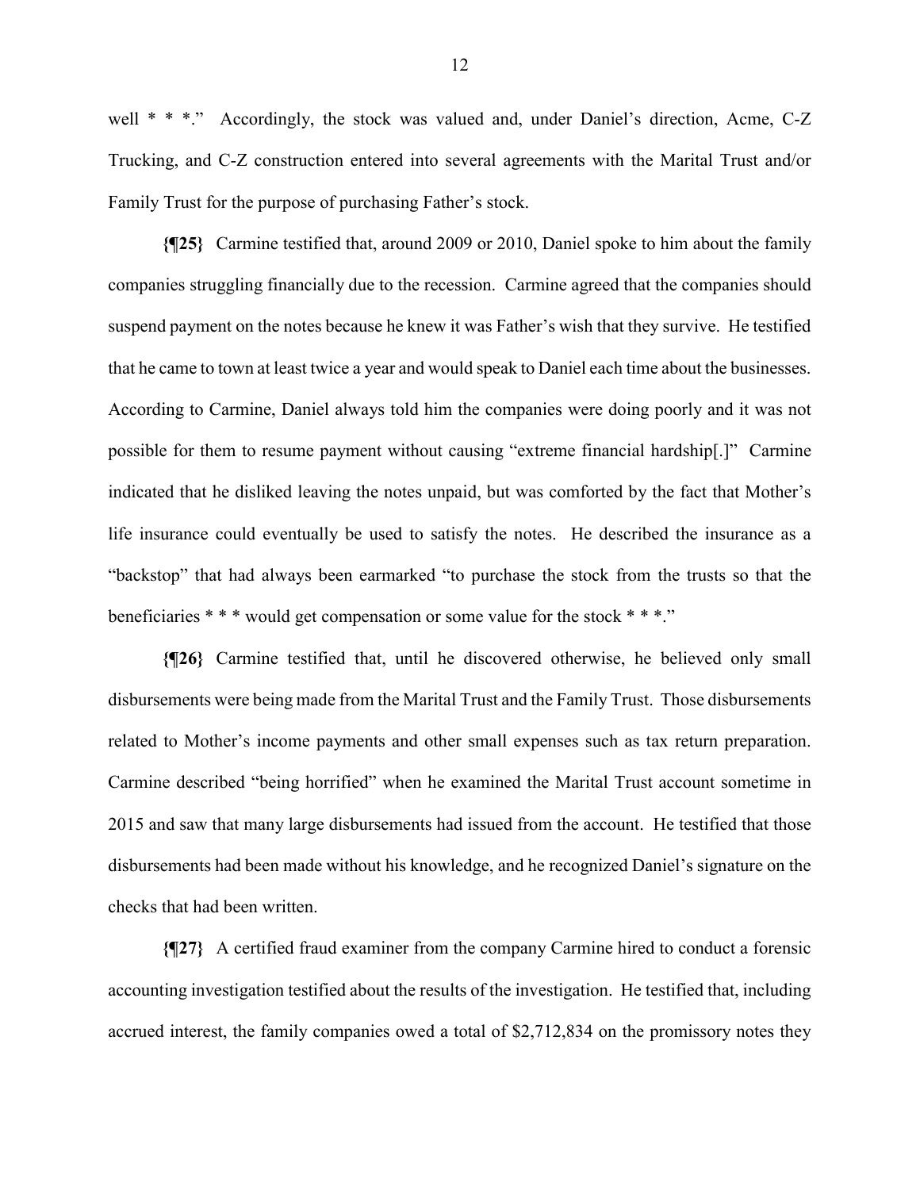well * * *." Accordingly, the stock was valued and, under Daniel's direction, Acme, C-Z Trucking, and C-Z construction entered into several agreements with the Marital Trust and/or Family Trust for the purpose of purchasing Father's stock.

**{¶25}** Carmine testified that, around 2009 or 2010, Daniel spoke to him about the family companies struggling financially due to the recession. Carmine agreed that the companies should suspend payment on the notes because he knew it was Father's wish that they survive. He testified that he came to town at least twice a year and would speak to Daniel each time about the businesses. According to Carmine, Daniel always told him the companies were doing poorly and it was not possible for them to resume payment without causing "extreme financial hardship[.]" Carmine indicated that he disliked leaving the notes unpaid, but was comforted by the fact that Mother's life insurance could eventually be used to satisfy the notes. He described the insurance as a "backstop" that had always been earmarked "to purchase the stock from the trusts so that the beneficiaries * * * would get compensation or some value for the stock * * *."

**{¶26}** Carmine testified that, until he discovered otherwise, he believed only small disbursements were being made from the Marital Trust and the Family Trust. Those disbursements related to Mother's income payments and other small expenses such as tax return preparation. Carmine described "being horrified" when he examined the Marital Trust account sometime in 2015 and saw that many large disbursements had issued from the account. He testified that those disbursements had been made without his knowledge, and he recognized Daniel's signature on the checks that had been written.

**{¶27}** A certified fraud examiner from the company Carmine hired to conduct a forensic accounting investigation testified about the results of the investigation. He testified that, including accrued interest, the family companies owed a total of $2,712,834 on the promissory notes they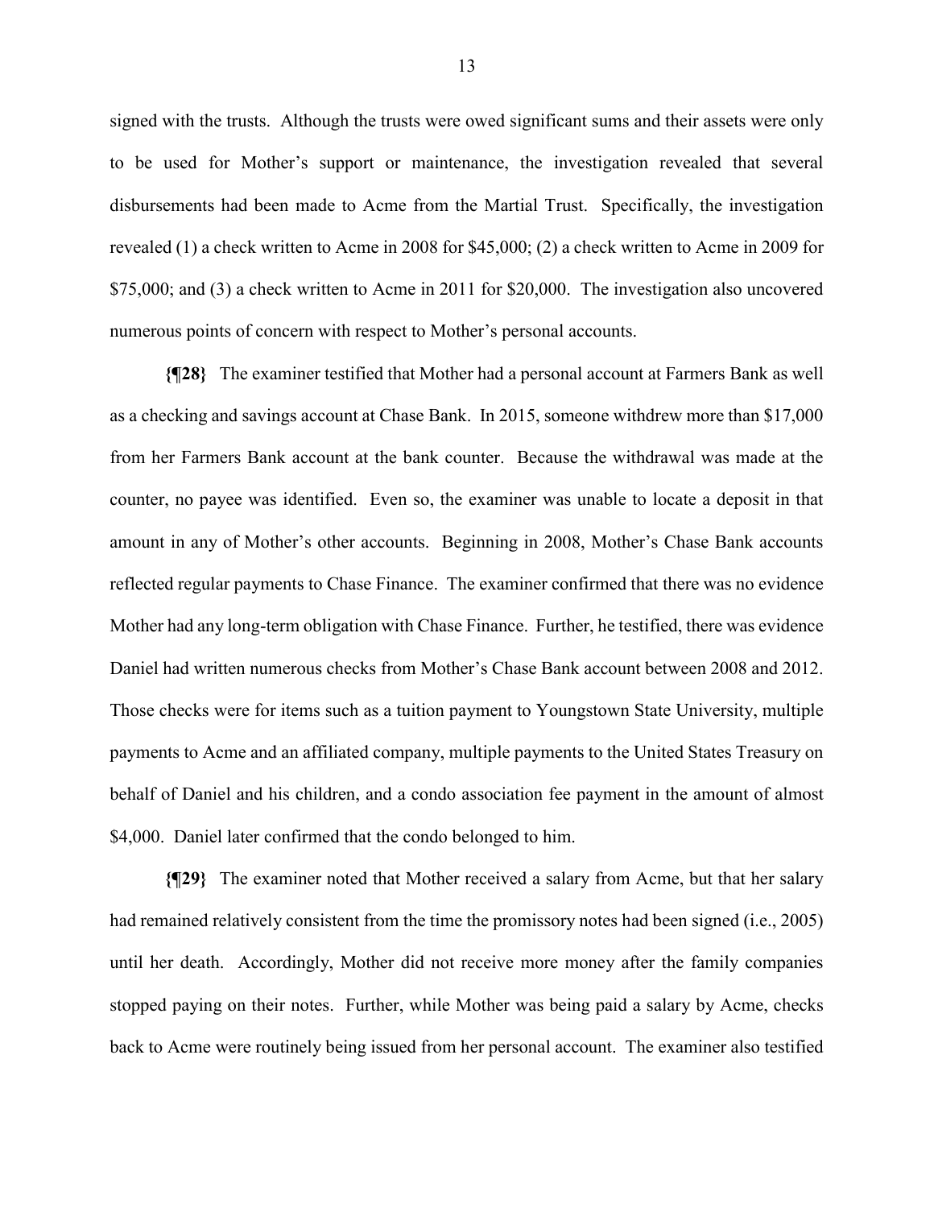signed with the trusts. Although the trusts were owed significant sums and their assets were only to be used for Mother's support or maintenance, the investigation revealed that several disbursements had been made to Acme from the Martial Trust. Specifically, the investigation revealed (1) a check written to Acme in 2008 for $45,000; (2) a check written to Acme in 2009 for $75,000; and (3) a check written to Acme in 2011 for $20,000. The investigation also uncovered numerous points of concern with respect to Mother's personal accounts.

**{¶28}** The examiner testified that Mother had a personal account at Farmers Bank as well as a checking and savings account at Chase Bank. In 2015, someone withdrew more than $17,000 from her Farmers Bank account at the bank counter. Because the withdrawal was made at the counter, no payee was identified. Even so, the examiner was unable to locate a deposit in that amount in any of Mother's other accounts. Beginning in 2008, Mother's Chase Bank accounts reflected regular payments to Chase Finance. The examiner confirmed that there was no evidence Mother had any long-term obligation with Chase Finance. Further, he testified, there was evidence Daniel had written numerous checks from Mother's Chase Bank account between 2008 and 2012. Those checks were for items such as a tuition payment to Youngstown State University, multiple payments to Acme and an affiliated company, multiple payments to the United States Treasury on behalf of Daniel and his children, and a condo association fee payment in the amount of almost $4,000. Daniel later confirmed that the condo belonged to him.

**{¶29}** The examiner noted that Mother received a salary from Acme, but that her salary had remained relatively consistent from the time the promissory notes had been signed (i.e., 2005) until her death. Accordingly, Mother did not receive more money after the family companies stopped paying on their notes. Further, while Mother was being paid a salary by Acme, checks back to Acme were routinely being issued from her personal account. The examiner also testified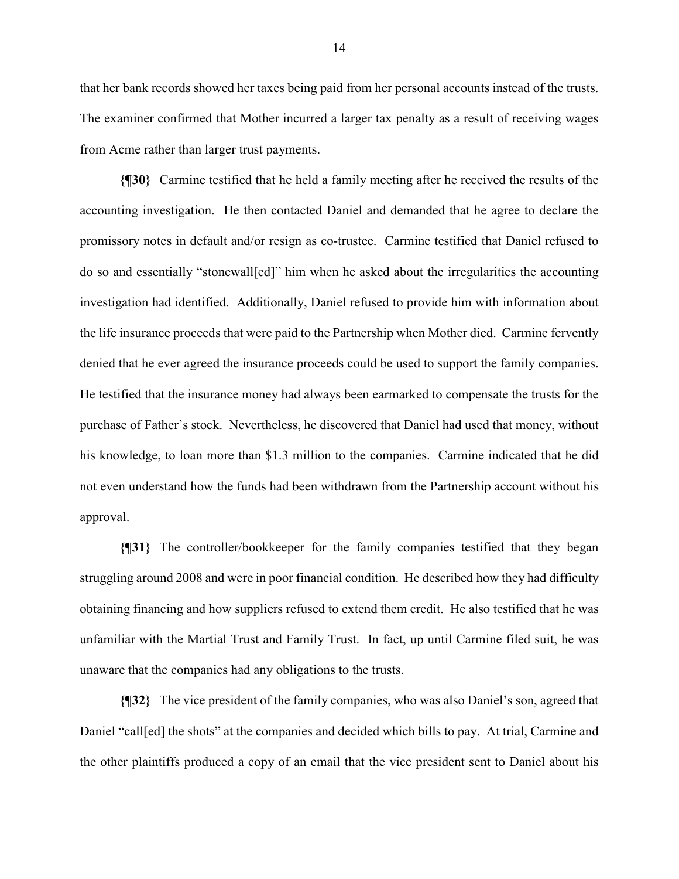that her bank records showed her taxes being paid from her personal accounts instead of the trusts. The examiner confirmed that Mother incurred a larger tax penalty as a result of receiving wages from Acme rather than larger trust payments.

**{¶30}** Carmine testified that he held a family meeting after he received the results of the accounting investigation. He then contacted Daniel and demanded that he agree to declare the promissory notes in default and/or resign as co-trustee. Carmine testified that Daniel refused to do so and essentially "stonewall[ed]" him when he asked about the irregularities the accounting investigation had identified. Additionally, Daniel refused to provide him with information about the life insurance proceeds that were paid to the Partnership when Mother died. Carmine fervently denied that he ever agreed the insurance proceeds could be used to support the family companies. He testified that the insurance money had always been earmarked to compensate the trusts for the purchase of Father's stock. Nevertheless, he discovered that Daniel had used that money, without his knowledge, to loan more than $1.3 million to the companies. Carmine indicated that he did not even understand how the funds had been withdrawn from the Partnership account without his approval.

**{¶31}** The controller/bookkeeper for the family companies testified that they began struggling around 2008 and were in poor financial condition. He described how they had difficulty obtaining financing and how suppliers refused to extend them credit. He also testified that he was unfamiliar with the Martial Trust and Family Trust. In fact, up until Carmine filed suit, he was unaware that the companies had any obligations to the trusts.

**{¶32}** The vice president of the family companies, who was also Daniel's son, agreed that Daniel "call[ed] the shots" at the companies and decided which bills to pay. At trial, Carmine and the other plaintiffs produced a copy of an email that the vice president sent to Daniel about his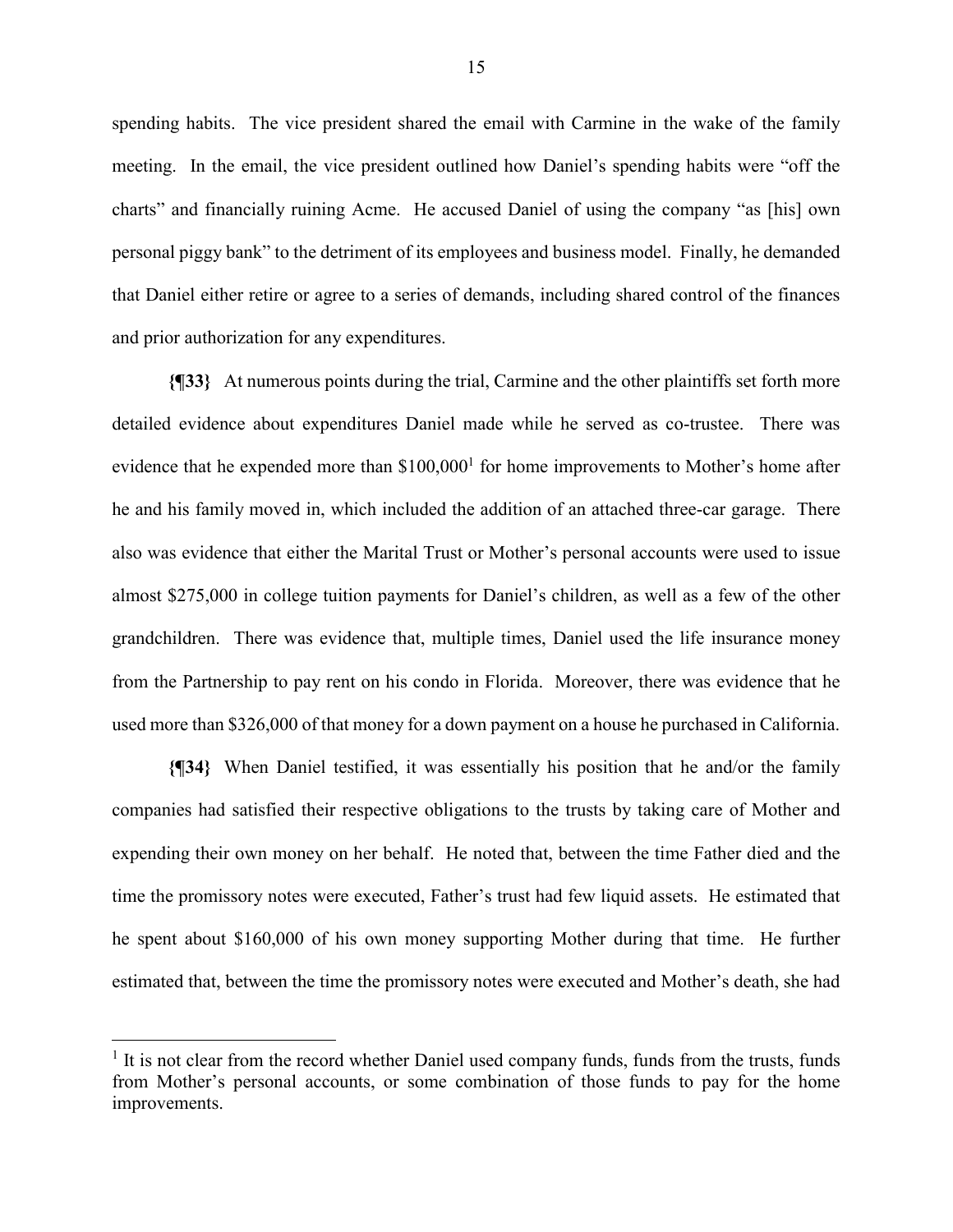spending habits. The vice president shared the email with Carmine in the wake of the family meeting. In the email, the vice president outlined how Daniel's spending habits were "off the charts" and financially ruining Acme. He accused Daniel of using the company "as [his] own personal piggy bank" to the detriment of its employees and business model. Finally, he demanded that Daniel either retire or agree to a series of demands, including shared control of the finances and prior authorization for any expenditures.

**{¶33}** At numerous points during the trial, Carmine and the other plaintiffs set forth more detailed evidence about expenditures Daniel made while he served as co-trustee. There was evidence that he expended more than $100,000[1] for home improvements to Mother's home after he and his family moved in, which included the addition of an attached three-car garage. There also was evidence that either the Marital Trust or Mother's personal accounts were used to issue almost $275,000 in college tuition payments for Daniel's children, as well as a few of the other grandchildren. There was evidence that, multiple times, Daniel used the life insurance money from the Partnership to pay rent on his condo in Florida. Moreover, there was evidence that he used more than $326,000 of that money for a down payment on a house he purchased in California.

**{¶34}** When Daniel testified, it was essentially his position that he and/or the family companies had satisfied their respective obligations to the trusts by taking care of Mother and expending their own money on her behalf. He noted that, between the time Father died and the time the promissory notes were executed, Father's trust had few liquid assets. He estimated that he spent about $160,000 of his own money supporting Mother during that time. He further estimated that, between the time the promissory notes were executed and Mother's death, she had

---

[1] It is not clear from the record whether Daniel used company funds, funds from the trusts, funds from Mother's personal accounts, or some combination of those funds to pay for the home improvements.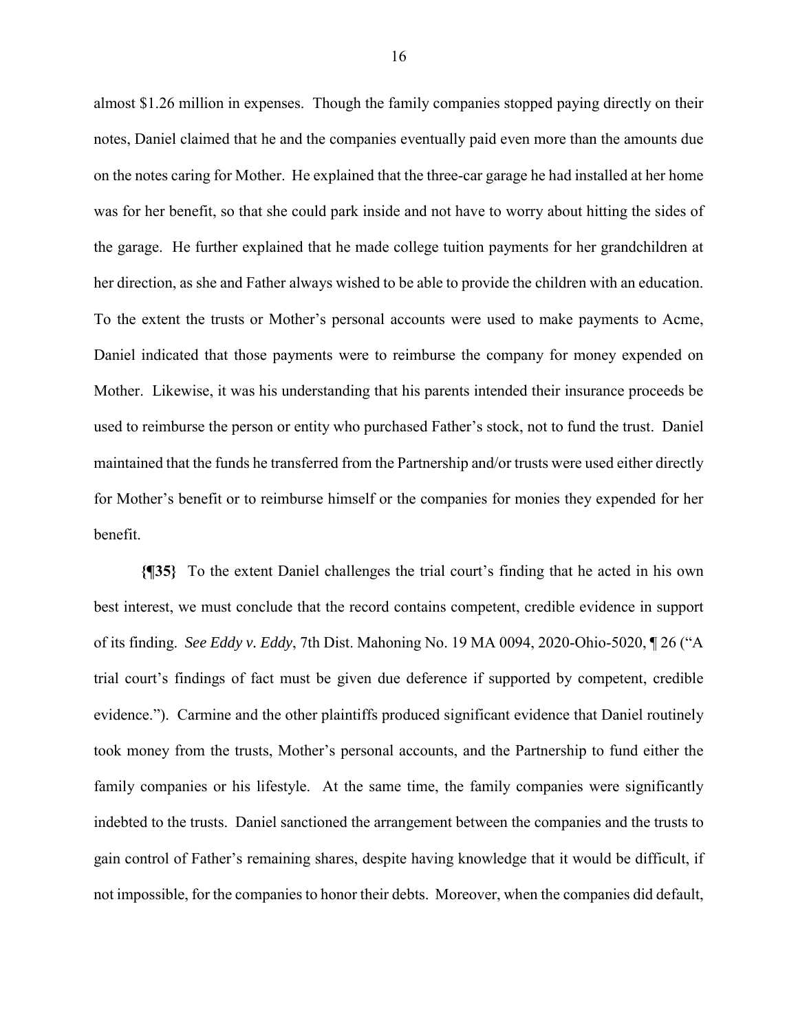almost $1.26 million in expenses. Though the family companies stopped paying directly on their notes, Daniel claimed that he and the companies eventually paid even more than the amounts due on the notes caring for Mother. He explained that the three-car garage he had installed at her home was for her benefit, so that she could park inside and not have to worry about hitting the sides of the garage. He further explained that he made college tuition payments for her grandchildren at her direction, as she and Father always wished to be able to provide the children with an education. To the extent the trusts or Mother's personal accounts were used to make payments to Acme, Daniel indicated that those payments were to reimburse the company for money expended on Mother. Likewise, it was his understanding that his parents intended their insurance proceeds be used to reimburse the person or entity who purchased Father's stock, not to fund the trust. Daniel maintained that the funds he transferred from the Partnership and/or trusts were used either directly for Mother's benefit or to reimburse himself or the companies for monies they expended for her benefit.

**{¶35}** To the extent Daniel challenges the trial court's finding that he acted in his own best interest, we must conclude that the record contains competent, credible evidence in support of its finding. *See Eddy v. Eddy*, 7th Dist. Mahoning No. 19 MA 0094, 2020-Ohio-5020, ¶ 26 ("A trial court's findings of fact must be given due deference if supported by competent, credible evidence."). Carmine and the other plaintiffs produced significant evidence that Daniel routinely took money from the trusts, Mother's personal accounts, and the Partnership to fund either the family companies or his lifestyle. At the same time, the family companies were significantly indebted to the trusts. Daniel sanctioned the arrangement between the companies and the trusts to gain control of Father's remaining shares, despite having knowledge that it would be difficult, if not impossible, for the companies to honor their debts. Moreover, when the companies did default,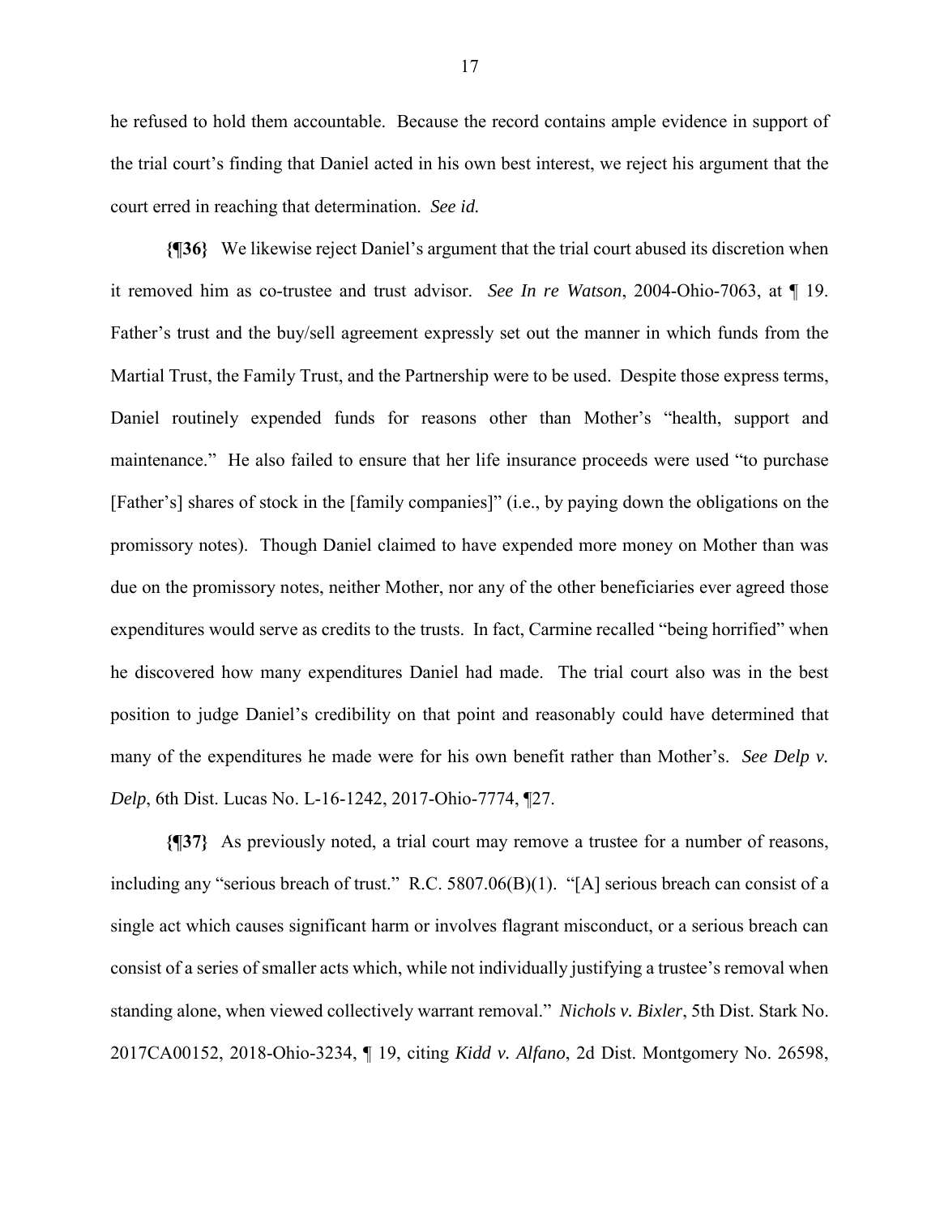he refused to hold them accountable. Because the record contains ample evidence in support of the trial court's finding that Daniel acted in his own best interest, we reject his argument that the court erred in reaching that determination. *See id.*

**{¶36}** We likewise reject Daniel's argument that the trial court abused its discretion when it removed him as co-trustee and trust advisor. *See In re Watson*, 2004-Ohio-7063, at ¶ 19. Father's trust and the buy/sell agreement expressly set out the manner in which funds from the Martial Trust, the Family Trust, and the Partnership were to be used. Despite those express terms, Daniel routinely expended funds for reasons other than Mother's "health, support and maintenance." He also failed to ensure that her life insurance proceeds were used "to purchase [Father's] shares of stock in the [family companies]" (i.e., by paying down the obligations on the promissory notes). Though Daniel claimed to have expended more money on Mother than was due on the promissory notes, neither Mother, nor any of the other beneficiaries ever agreed those expenditures would serve as credits to the trusts. In fact, Carmine recalled "being horrified" when he discovered how many expenditures Daniel had made. The trial court also was in the best position to judge Daniel's credibility on that point and reasonably could have determined that many of the expenditures he made were for his own benefit rather than Mother's. *See Delp v. Delp*, 6th Dist. Lucas No. L-16-1242, 2017-Ohio-7774, ¶27.

**{¶37}** As previously noted, a trial court may remove a trustee for a number of reasons, including any "serious breach of trust." R.C. 5807.06(B)(1). "[A] serious breach can consist of a single act which causes significant harm or involves flagrant misconduct, or a serious breach can consist of a series of smaller acts which, while not individually justifying a trustee's removal when standing alone, when viewed collectively warrant removal." *Nichols v. Bixler*, 5th Dist. Stark No. 2017CA00152, 2018-Ohio-3234, ¶ 19, citing *Kidd v. Alfano*, 2d Dist. Montgomery No. 26598,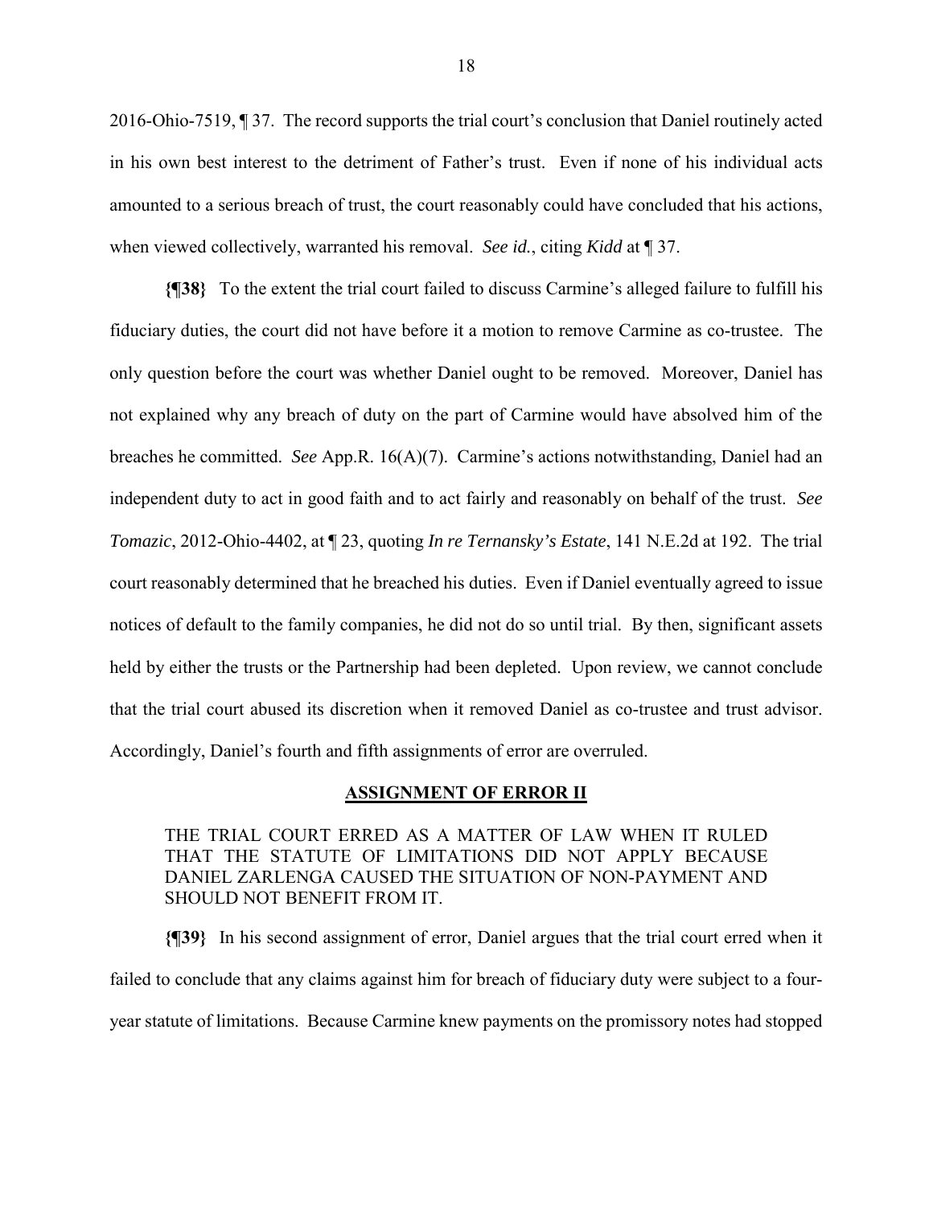2016-Ohio-7519, ¶ 37. The record supports the trial court's conclusion that Daniel routinely acted in his own best interest to the detriment of Father's trust. Even if none of his individual acts amounted to a serious breach of trust, the court reasonably could have concluded that his actions, when viewed collectively, warranted his removal. *See id.*, citing *Kidd* at ¶ 37.

**{¶38}** To the extent the trial court failed to discuss Carmine's alleged failure to fulfill his fiduciary duties, the court did not have before it a motion to remove Carmine as co-trustee. The only question before the court was whether Daniel ought to be removed. Moreover, Daniel has not explained why any breach of duty on the part of Carmine would have absolved him of the breaches he committed. *See* App.R. 16(A)(7). Carmine's actions notwithstanding, Daniel had an independent duty to act in good faith and to act fairly and reasonably on behalf of the trust. *See Tomazic*, 2012-Ohio-4402, at ¶ 23, quoting *In re Ternansky's Estate*, 141 N.E.2d at 192. The trial court reasonably determined that he breached his duties. Even if Daniel eventually agreed to issue notices of default to the family companies, he did not do so until trial. By then, significant assets held by either the trusts or the Partnership had been depleted. Upon review, we cannot conclude that the trial court abused its discretion when it removed Daniel as co-trustee and trust advisor. Accordingly, Daniel's fourth and fifth assignments of error are overruled.

## ASSIGNMENT OF ERROR II

THE TRIAL COURT ERRED AS A MATTER OF LAW WHEN IT RULED THAT THE STATUTE OF LIMITATIONS DID NOT APPLY BECAUSE DANIEL ZARLENGA CAUSED THE SITUATION OF NON-PAYMENT AND SHOULD NOT BENEFIT FROM IT.

**{¶39}** In his second assignment of error, Daniel argues that the trial court erred when it failed to conclude that any claims against him for breach of fiduciary duty were subject to a four-year statute of limitations. Because Carmine knew payments on the promissory notes had stopped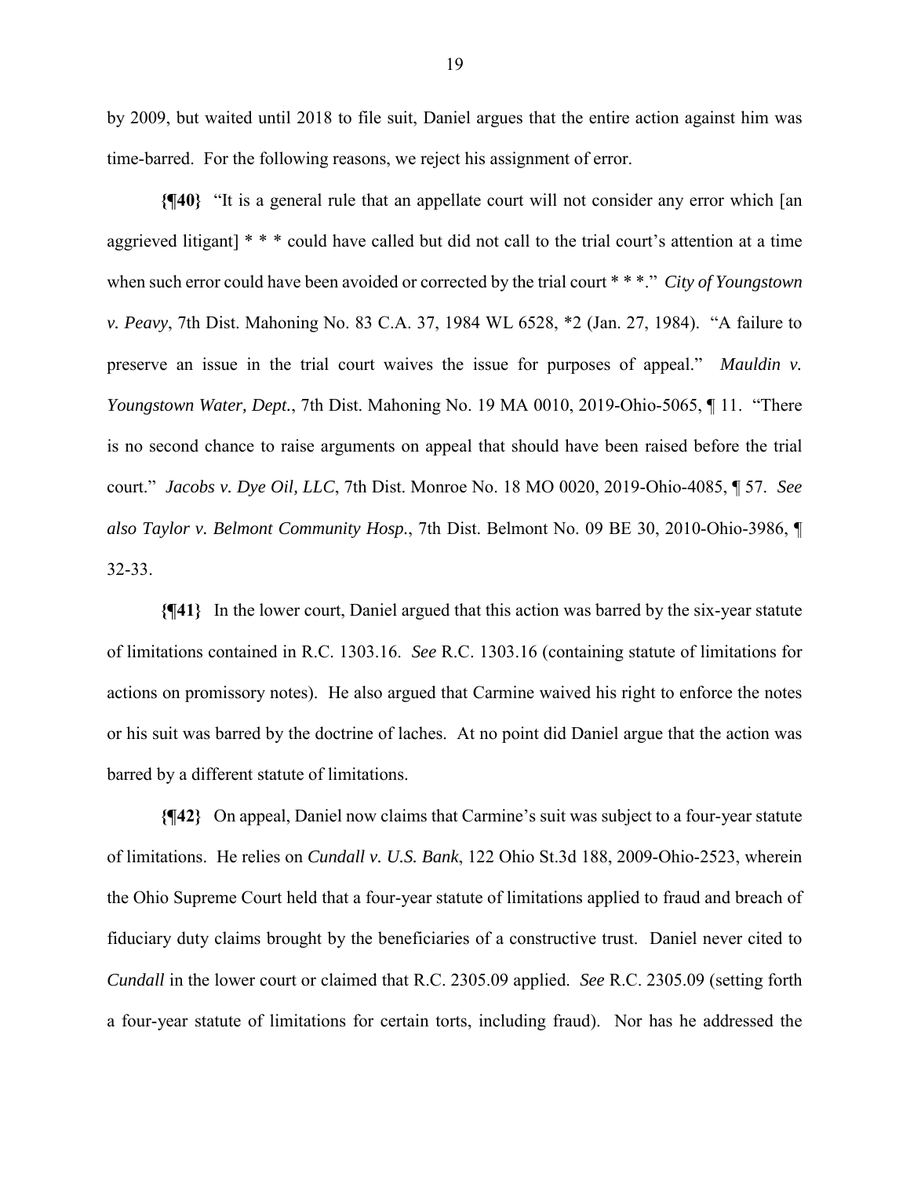by 2009, but waited until 2018 to file suit, Daniel argues that the entire action against him was time-barred. For the following reasons, we reject his assignment of error.

**{¶40}** "It is a general rule that an appellate court will not consider any error which [an aggrieved litigant] * * * could have called but did not call to the trial court's attention at a time when such error could have been avoided or corrected by the trial court * * *." *City of Youngstown v. Peavy*, 7th Dist. Mahoning No. 83 C.A. 37, 1984 WL 6528, *2 (Jan. 27, 1984). "A failure to preserve an issue in the trial court waives the issue for purposes of appeal." *Mauldin v. Youngstown Water, Dept.*, 7th Dist. Mahoning No. 19 MA 0010, 2019-Ohio-5065, ¶ 11. "There is no second chance to raise arguments on appeal that should have been raised before the trial court." *Jacobs v. Dye Oil, LLC*, 7th Dist. Monroe No. 18 MO 0020, 2019-Ohio-4085, ¶ 57. *See also Taylor v. Belmont Community Hosp.*, 7th Dist. Belmont No. 09 BE 30, 2010-Ohio-3986, ¶ 32-33.

**{¶41}** In the lower court, Daniel argued that this action was barred by the six-year statute of limitations contained in R.C. 1303.16. *See* R.C. 1303.16 (containing statute of limitations for actions on promissory notes). He also argued that Carmine waived his right to enforce the notes or his suit was barred by the doctrine of laches. At no point did Daniel argue that the action was barred by a different statute of limitations.

**{¶42}** On appeal, Daniel now claims that Carmine's suit was subject to a four-year statute of limitations. He relies on *Cundall v. U.S. Bank*, 122 Ohio St.3d 188, 2009-Ohio-2523, wherein the Ohio Supreme Court held that a four-year statute of limitations applied to fraud and breach of fiduciary duty claims brought by the beneficiaries of a constructive trust. Daniel never cited to *Cundall* in the lower court or claimed that R.C. 2305.09 applied. *See* R.C. 2305.09 (setting forth a four-year statute of limitations for certain torts, including fraud). Nor has he addressed the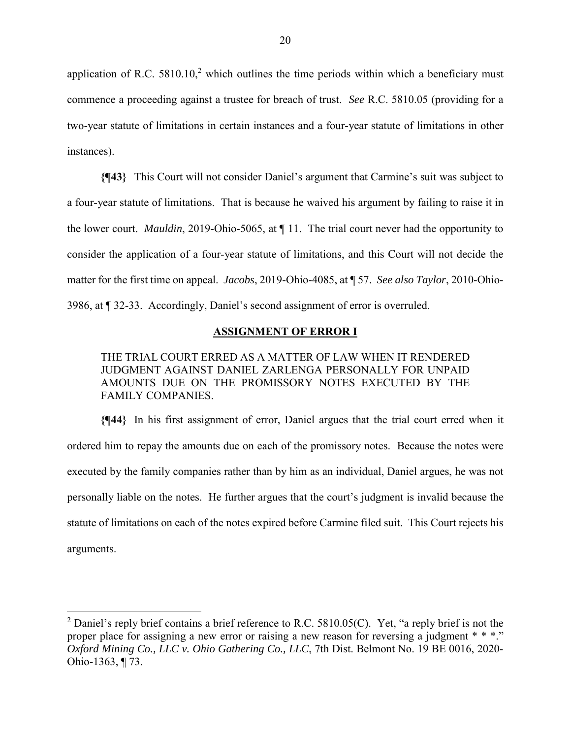application of R.C. 5810.10,[2] which outlines the time periods within which a beneficiary must commence a proceeding against a trustee for breach of trust. *See* R.C. 5810.05 (providing for a two-year statute of limitations in certain instances and a four-year statute of limitations in other instances).

**{¶43}** This Court will not consider Daniel's argument that Carmine's suit was subject to a four-year statute of limitations. That is because he waived his argument by failing to raise it in the lower court. *Mauldin*, 2019-Ohio-5065, at ¶ 11. The trial court never had the opportunity to consider the application of a four-year statute of limitations, and this Court will not decide the matter for the first time on appeal. *Jacobs*, 2019-Ohio-4085, at ¶ 57. *See also Taylor*, 2010-Ohio-3986, at ¶ 32-33. Accordingly, Daniel's second assignment of error is overruled.

**ASSIGNMENT OF ERROR I**

> THE TRIAL COURT ERRED AS A MATTER OF LAW WHEN IT RENDERED JUDGMENT AGAINST DANIEL ZARLENGA PERSONALLY FOR UNPAID AMOUNTS DUE ON THE PROMISSORY NOTES EXECUTED BY THE FAMILY COMPANIES.

**{¶44}** In his first assignment of error, Daniel argues that the trial court erred when it ordered him to repay the amounts due on each of the promissory notes. Because the notes were executed by the family companies rather than by him as an individual, Daniel argues, he was not personally liable on the notes. He further argues that the court's judgment is invalid because the statute of limitations on each of the notes expired before Carmine filed suit. This Court rejects his arguments.

---

[2] Daniel's reply brief contains a brief reference to R.C. 5810.05(C). Yet, "a reply brief is not the proper place for assigning a new error or raising a new reason for reversing a judgment * * *." *Oxford Mining Co., LLC v. Ohio Gathering Co., LLC*, 7th Dist. Belmont No. 19 BE 0016, 2020-Ohio-1363, ¶ 73.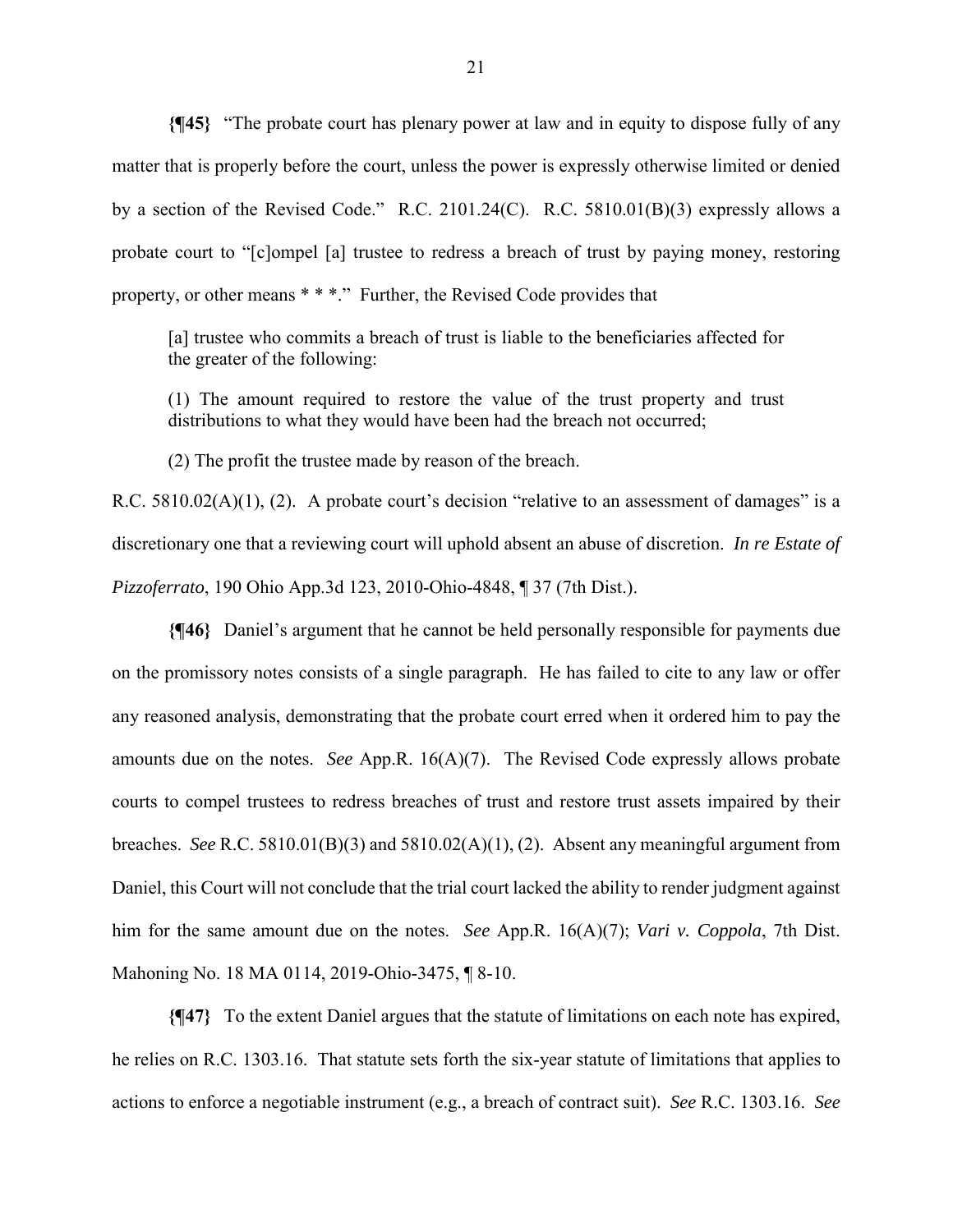**{¶45}** "The probate court has plenary power at law and in equity to dispose fully of any matter that is properly before the court, unless the power is expressly otherwise limited or denied by a section of the Revised Code." R.C. 2101.24(C). R.C. 5810.01(B)(3) expressly allows a probate court to "[c]ompel [a] trustee to redress a breach of trust by paying money, restoring property, or other means * * *." Further, the Revised Code provides that

> [a] trustee who commits a breach of trust is liable to the beneficiaries affected for the greater of the following:
>
> (1) The amount required to restore the value of the trust property and trust distributions to what they would have been had the breach not occurred;
>
> (2) The profit the trustee made by reason of the breach.

R.C. 5810.02(A)(1), (2). A probate court's decision "relative to an assessment of damages" is a discretionary one that a reviewing court will uphold absent an abuse of discretion. *In re Estate of Pizzoferrato*, 190 Ohio App.3d 123, 2010-Ohio-4848, ¶ 37 (7th Dist.).

**{¶46}** Daniel's argument that he cannot be held personally responsible for payments due on the promissory notes consists of a single paragraph. He has failed to cite to any law or offer any reasoned analysis, demonstrating that the probate court erred when it ordered him to pay the amounts due on the notes. *See* App.R. 16(A)(7). The Revised Code expressly allows probate courts to compel trustees to redress breaches of trust and restore trust assets impaired by their breaches. *See* R.C. 5810.01(B)(3) and 5810.02(A)(1), (2). Absent any meaningful argument from Daniel, this Court will not conclude that the trial court lacked the ability to render judgment against him for the same amount due on the notes. *See* App.R. 16(A)(7); *Vari v. Coppola*, 7th Dist. Mahoning No. 18 MA 0114, 2019-Ohio-3475, ¶ 8-10.

**{¶47}** To the extent Daniel argues that the statute of limitations on each note has expired, he relies on R.C. 1303.16. That statute sets forth the six-year statute of limitations that applies to actions to enforce a negotiable instrument (e.g., a breach of contract suit). *See* R.C. 1303.16. *See*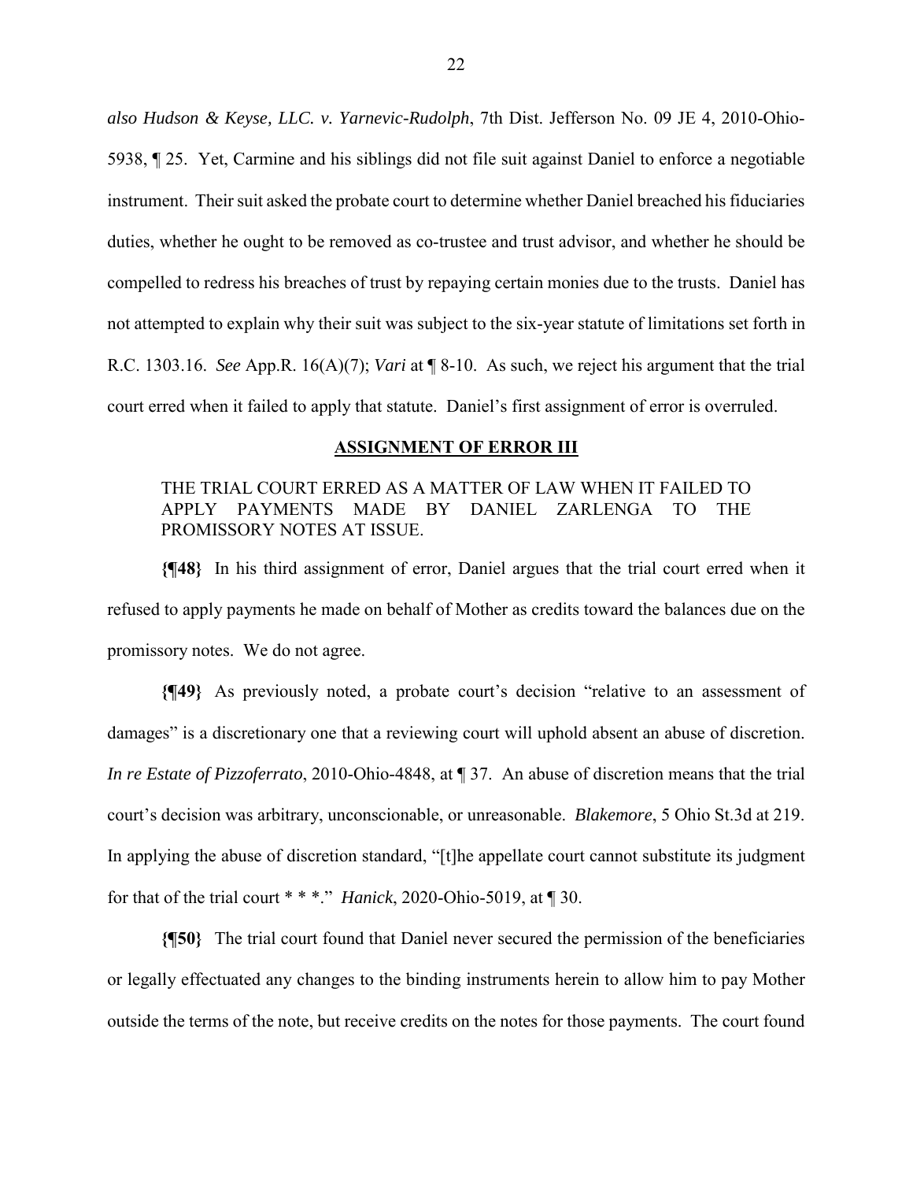*also Hudson & Keyse, LLC. v. Yarnevic-Rudolph*, 7th Dist. Jefferson No. 09 JE 4, 2010-Ohio-5938, ¶ 25. Yet, Carmine and his siblings did not file suit against Daniel to enforce a negotiable instrument. Their suit asked the probate court to determine whether Daniel breached his fiduciaries duties, whether he ought to be removed as co-trustee and trust advisor, and whether he should be compelled to redress his breaches of trust by repaying certain monies due to the trusts. Daniel has not attempted to explain why their suit was subject to the six-year statute of limitations set forth in R.C. 1303.16. *See* App.R. 16(A)(7); *Vari* at ¶ 8-10. As such, we reject his argument that the trial court erred when it failed to apply that statute. Daniel's first assignment of error is overruled.

**ASSIGNMENT OF ERROR III**

THE TRIAL COURT ERRED AS A MATTER OF LAW WHEN IT FAILED TO APPLY PAYMENTS MADE BY DANIEL ZARLENGA TO THE PROMISSORY NOTES AT ISSUE.

**{¶48}** In his third assignment of error, Daniel argues that the trial court erred when it refused to apply payments he made on behalf of Mother as credits toward the balances due on the promissory notes. We do not agree.

**{¶49}** As previously noted, a probate court's decision "relative to an assessment of damages" is a discretionary one that a reviewing court will uphold absent an abuse of discretion. *In re Estate of Pizzoferrato*, 2010-Ohio-4848, at ¶ 37. An abuse of discretion means that the trial court's decision was arbitrary, unconscionable, or unreasonable. *Blakemore*, 5 Ohio St.3d at 219. In applying the abuse of discretion standard, "[t]he appellate court cannot substitute its judgment for that of the trial court * * *." *Hanick*, 2020-Ohio-5019, at ¶ 30.

**{¶50}** The trial court found that Daniel never secured the permission of the beneficiaries or legally effectuated any changes to the binding instruments herein to allow him to pay Mother outside the terms of the note, but receive credits on the notes for those payments. The court found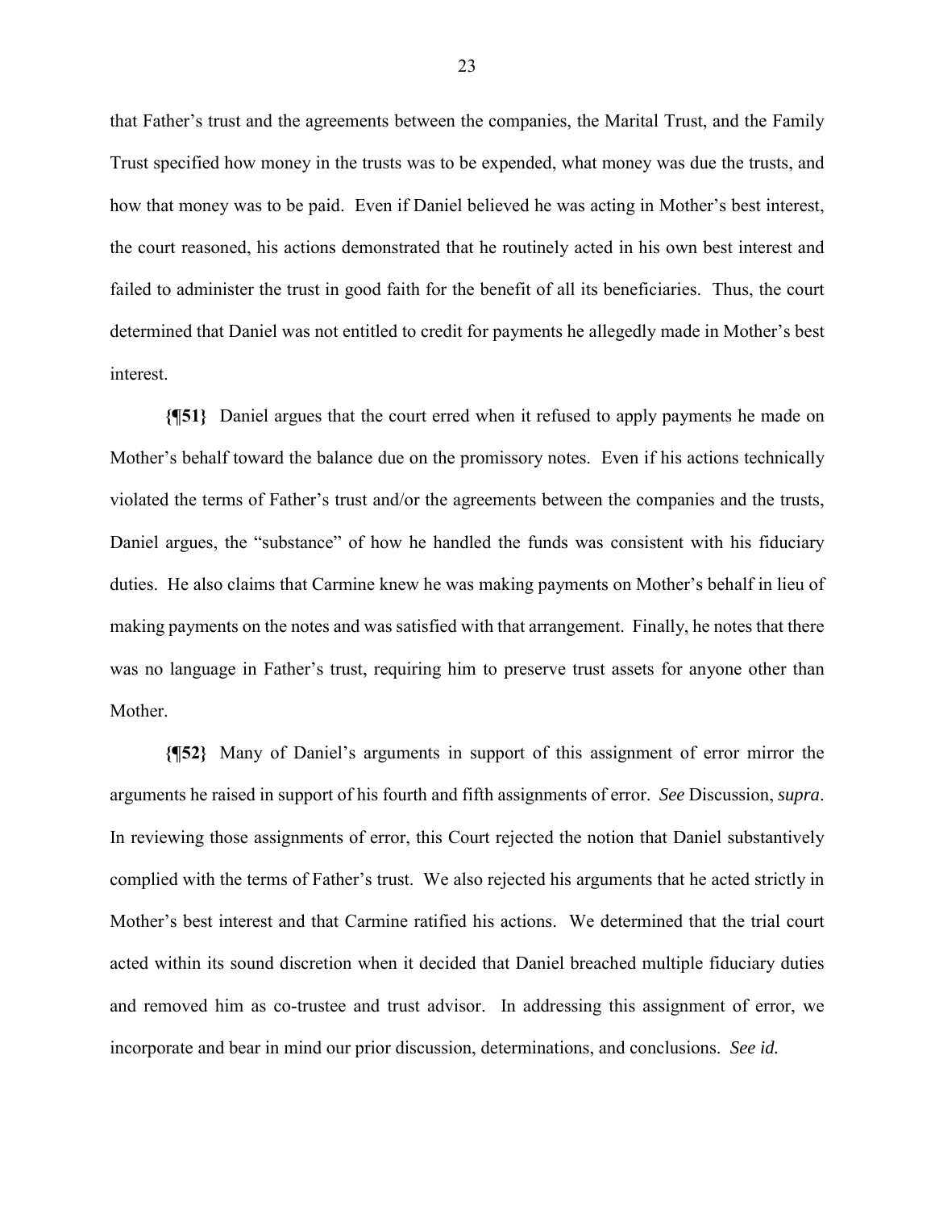that Father's trust and the agreements between the companies, the Marital Trust, and the Family Trust specified how money in the trusts was to be expended, what money was due the trusts, and how that money was to be paid. Even if Daniel believed he was acting in Mother's best interest, the court reasoned, his actions demonstrated that he routinely acted in his own best interest and failed to administer the trust in good faith for the benefit of all its beneficiaries. Thus, the court determined that Daniel was not entitled to credit for payments he allegedly made in Mother's best interest.

**{¶51}** Daniel argues that the court erred when it refused to apply payments he made on Mother's behalf toward the balance due on the promissory notes. Even if his actions technically violated the terms of Father's trust and/or the agreements between the companies and the trusts, Daniel argues, the "substance" of how he handled the funds was consistent with his fiduciary duties. He also claims that Carmine knew he was making payments on Mother's behalf in lieu of making payments on the notes and was satisfied with that arrangement. Finally, he notes that there was no language in Father's trust, requiring him to preserve trust assets for anyone other than Mother.

**{¶52}** Many of Daniel's arguments in support of this assignment of error mirror the arguments he raised in support of his fourth and fifth assignments of error. *See* Discussion, *supra*. In reviewing those assignments of error, this Court rejected the notion that Daniel substantively complied with the terms of Father's trust. We also rejected his arguments that he acted strictly in Mother's best interest and that Carmine ratified his actions. We determined that the trial court acted within its sound discretion when it decided that Daniel breached multiple fiduciary duties and removed him as co-trustee and trust advisor. In addressing this assignment of error, we incorporate and bear in mind our prior discussion, determinations, and conclusions. *See id.*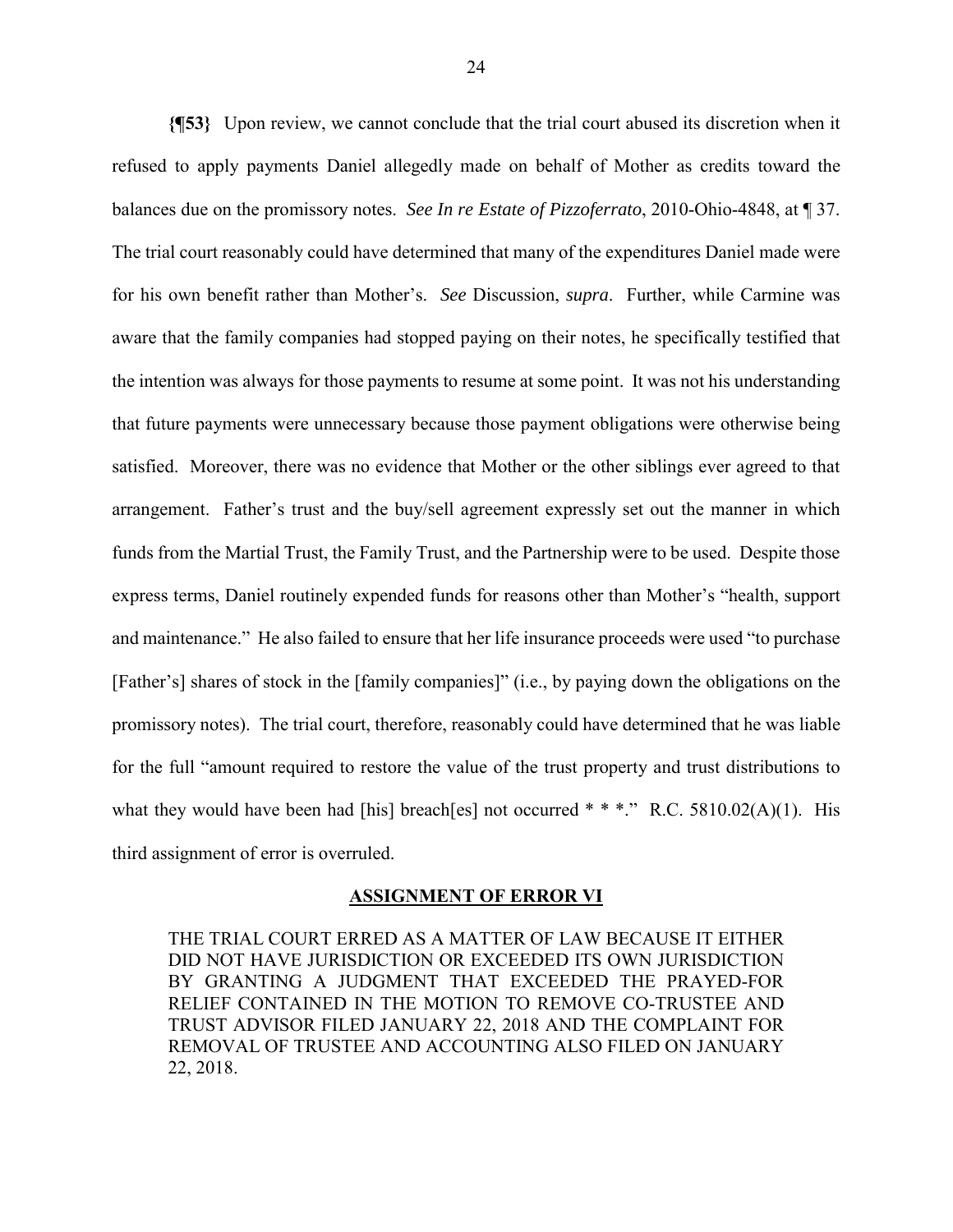**{¶53}** Upon review, we cannot conclude that the trial court abused its discretion when it refused to apply payments Daniel allegedly made on behalf of Mother as credits toward the balances due on the promissory notes. *See In re Estate of Pizzoferrato*, 2010-Ohio-4848, at ¶ 37. The trial court reasonably could have determined that many of the expenditures Daniel made were for his own benefit rather than Mother's. *See* Discussion, *supra*. Further, while Carmine was aware that the family companies had stopped paying on their notes, he specifically testified that the intention was always for those payments to resume at some point. It was not his understanding that future payments were unnecessary because those payment obligations were otherwise being satisfied. Moreover, there was no evidence that Mother or the other siblings ever agreed to that arrangement. Father's trust and the buy/sell agreement expressly set out the manner in which funds from the Martial Trust, the Family Trust, and the Partnership were to be used. Despite those express terms, Daniel routinely expended funds for reasons other than Mother's "health, support and maintenance." He also failed to ensure that her life insurance proceeds were used "to purchase [Father's] shares of stock in the [family companies]" (i.e., by paying down the obligations on the promissory notes). The trial court, therefore, reasonably could have determined that he was liable for the full "amount required to restore the value of the trust property and trust distributions to what they would have been had [his] breach[es] not occurred * * *." R.C. 5810.02(A)(1). His third assignment of error is overruled.

## ASSIGNMENT OF ERROR VI

THE TRIAL COURT ERRED AS A MATTER OF LAW BECAUSE IT EITHER DID NOT HAVE JURISDICTION OR EXCEEDED ITS OWN JURISDICTION BY GRANTING A JUDGMENT THAT EXCEEDED THE PRAYED-FOR RELIEF CONTAINED IN THE MOTION TO REMOVE CO-TRUSTEE AND TRUST ADVISOR FILED JANUARY 22, 2018 AND THE COMPLAINT FOR REMOVAL OF TRUSTEE AND ACCOUNTING ALSO FILED ON JANUARY 22, 2018.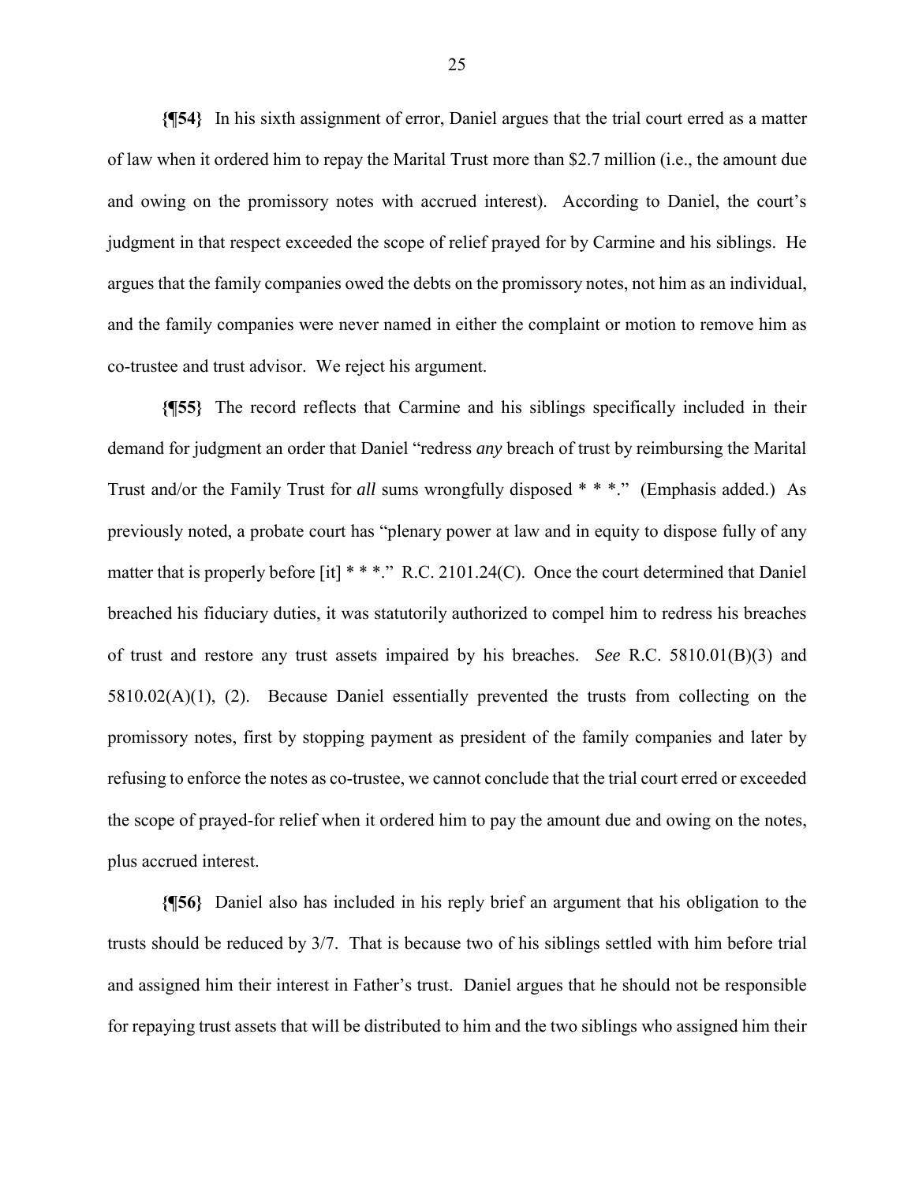**{¶54}** In his sixth assignment of error, Daniel argues that the trial court erred as a matter of law when it ordered him to repay the Marital Trust more than $2.7 million (i.e., the amount due and owing on the promissory notes with accrued interest). According to Daniel, the court's judgment in that respect exceeded the scope of relief prayed for by Carmine and his siblings. He argues that the family companies owed the debts on the promissory notes, not him as an individual, and the family companies were never named in either the complaint or motion to remove him as co-trustee and trust advisor. We reject his argument.

**{¶55}** The record reflects that Carmine and his siblings specifically included in their demand for judgment an order that Daniel "redress *any* breach of trust by reimbursing the Marital Trust and/or the Family Trust for *all* sums wrongfully disposed * * *." (Emphasis added.) As previously noted, a probate court has "plenary power at law and in equity to dispose fully of any matter that is properly before [it] * * *." R.C. 2101.24(C). Once the court determined that Daniel breached his fiduciary duties, it was statutorily authorized to compel him to redress his breaches of trust and restore any trust assets impaired by his breaches. *See* R.C. 5810.01(B)(3) and 5810.02(A)(1), (2). Because Daniel essentially prevented the trusts from collecting on the promissory notes, first by stopping payment as president of the family companies and later by refusing to enforce the notes as co-trustee, we cannot conclude that the trial court erred or exceeded the scope of prayed-for relief when it ordered him to pay the amount due and owing on the notes, plus accrued interest.

**{¶56}** Daniel also has included in his reply brief an argument that his obligation to the trusts should be reduced by 3/7. That is because two of his siblings settled with him before trial and assigned him their interest in Father's trust. Daniel argues that he should not be responsible for repaying trust assets that will be distributed to him and the two siblings who assigned him their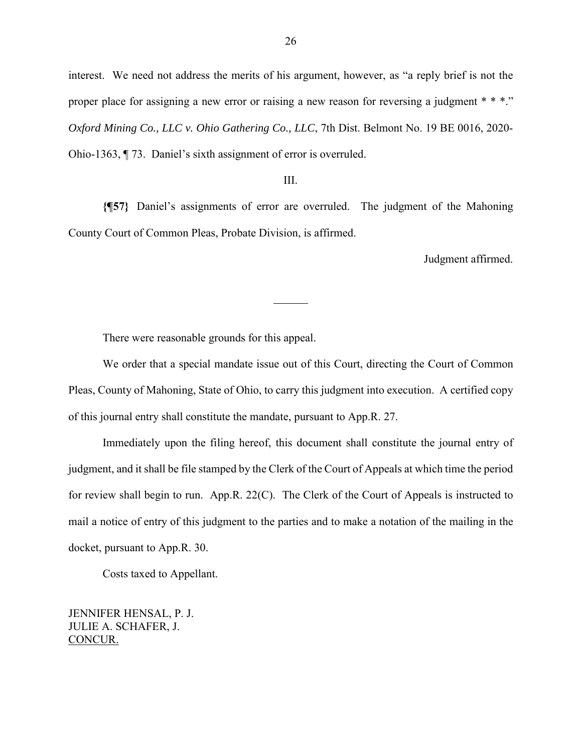interest. We need not address the merits of his argument, however, as "a reply brief is not the proper place for assigning a new error or raising a new reason for reversing a judgment * * *." *Oxford Mining Co., LLC v. Ohio Gathering Co., LLC*, 7th Dist. Belmont No. 19 BE 0016, 2020-Ohio-1363, ¶ 73. Daniel's sixth assignment of error is overruled.

III.

**{¶57}** Daniel's assignments of error are overruled. The judgment of the Mahoning County Court of Common Pleas, Probate Division, is affirmed.

Judgment affirmed.

---

There were reasonable grounds for this appeal.

We order that a special mandate issue out of this Court, directing the Court of Common Pleas, County of Mahoning, State of Ohio, to carry this judgment into execution. A certified copy of this journal entry shall constitute the mandate, pursuant to App.R. 27.

Immediately upon the filing hereof, this document shall constitute the journal entry of judgment, and it shall be file stamped by the Clerk of the Court of Appeals at which time the period for review shall begin to run. App.R. 22(C). The Clerk of the Court of Appeals is instructed to mail a notice of entry of this judgment to the parties and to make a notation of the mailing in the docket, pursuant to App.R. 30.

Costs taxed to Appellant.

JENNIFER HENSAL, P. J.
JULIE A. SCHAFER, J.
CONCUR.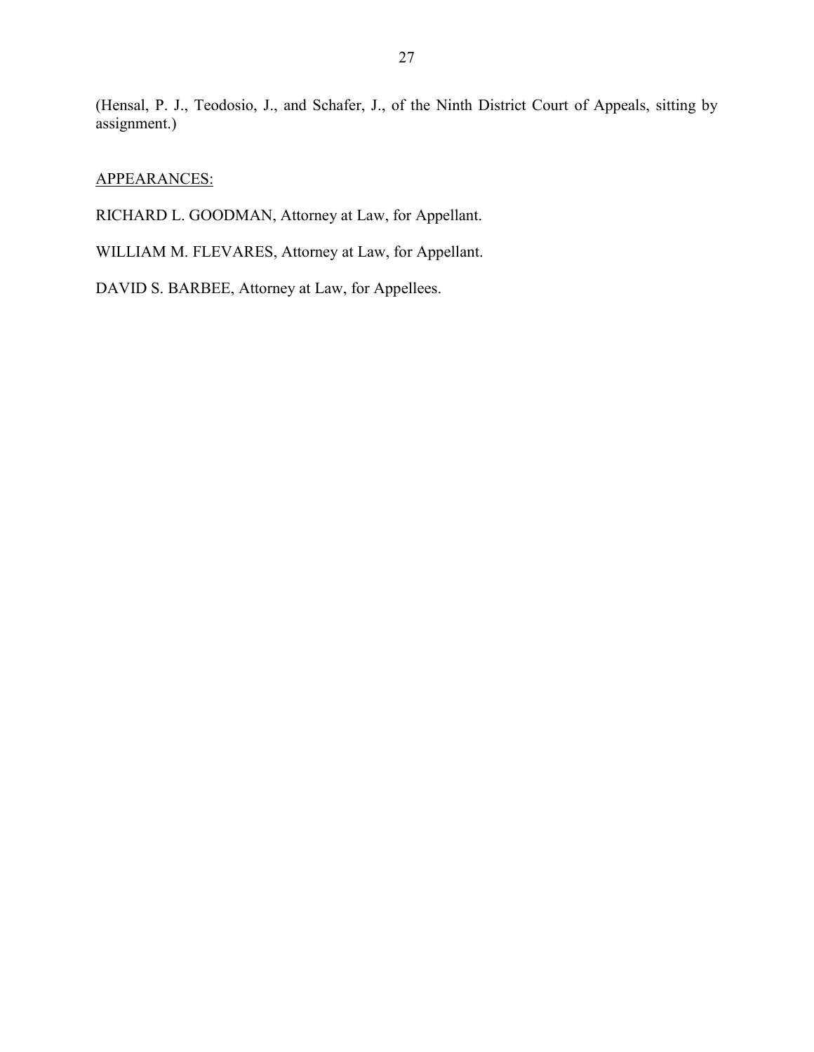(Hensal, P. J., Teodosio, J., and Schafer, J., of the Ninth District Court of Appeals, sitting by assignment.)

APPEARANCES:

RICHARD L. GOODMAN, Attorney at Law, for Appellant.

WILLIAM M. FLEVARES, Attorney at Law, for Appellant.

DAVID S. BARBEE, Attorney at Law, for Appellees.